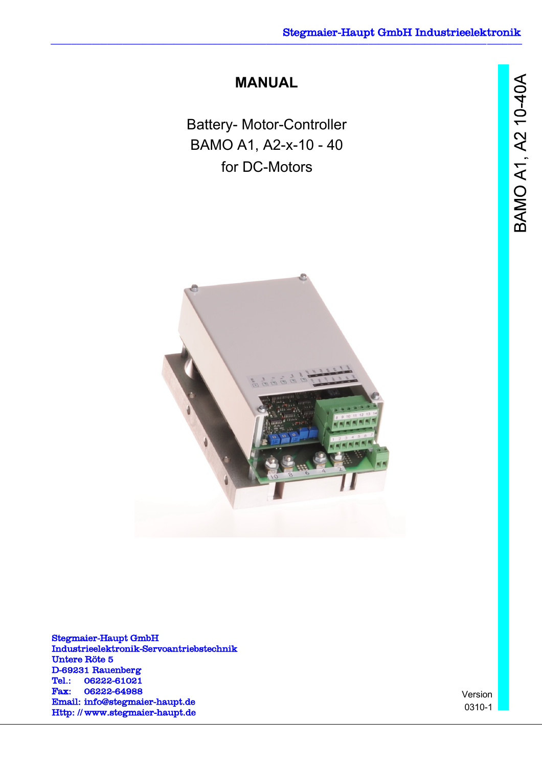# MANUAL

Battery- Motor-Controller
BAMO A1, A2-x-10 - 40
for DC-Motors

BAMO A1, A2 10-40A

Stegmaier-Haupt GmbH
Industrieelektronik-Servoantriebstechnik
Untere Röte 5
D-69231 Rauenberg
Tel.: 06222-61021
Fax: 06222-64988
Email: info@stegmaier-haupt.de
Http: // www.stegmaier-haupt.de

Version
0310-1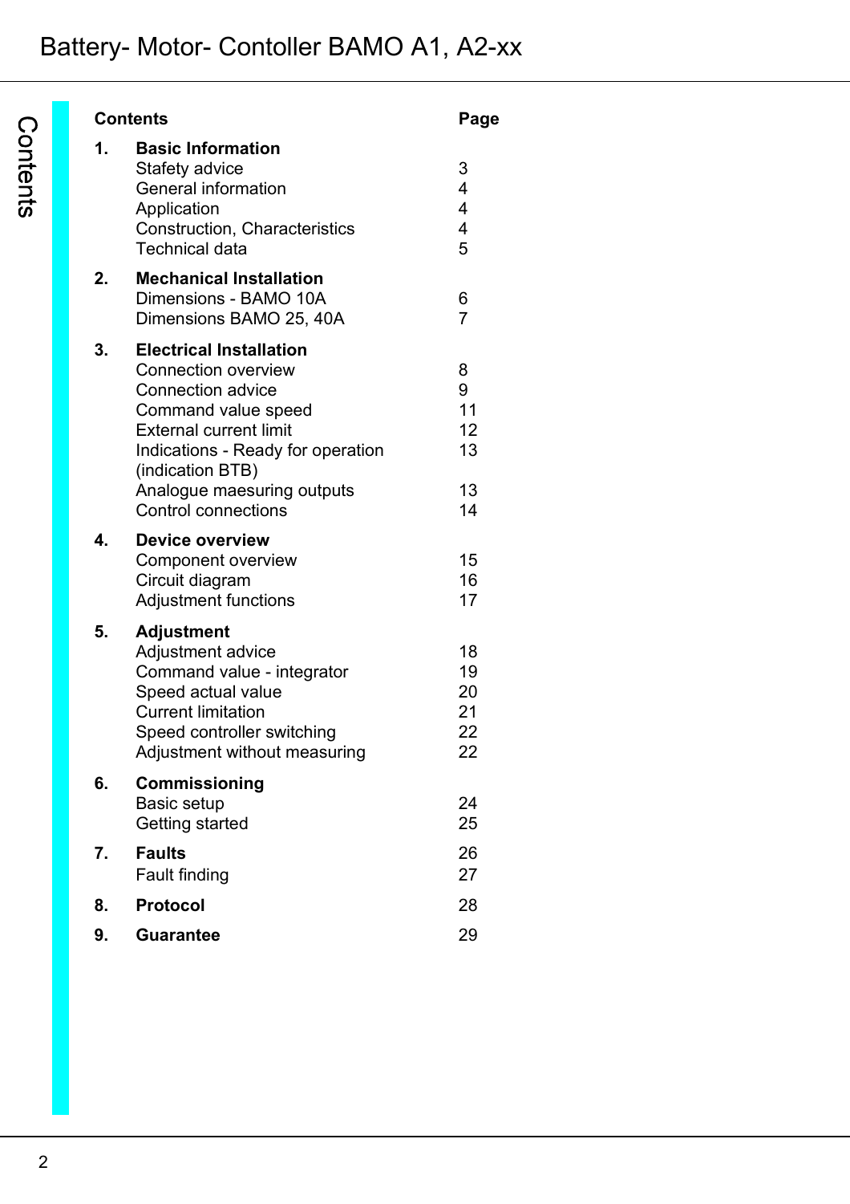# Contents

| Contents | | Page |
|---|---|---|
| **1.** | **Basic Information** | |
| | Stafety advice | 3 |
| | General information | 4 |
| | Application | 4 |
| | Construction, Characteristics | 4 |
| | Technical data | 5 |
| **2.** | **Mechanical Installation** | |
| | Dimensions - BAMO 10A | 6 |
| | Dimensions BAMO 25, 40A | 7 |
| **3.** | **Electrical Installation** | |
| | Connection overview | 8 |
| | Connection advice | 9 |
| | Command value speed | 11 |
| | External current limit | 12 |
| | Indications - Ready for operation (indication BTB) | 13 |
| | Analogue maesuring outputs | 13 |
| | Control connections | 14 |
| **4.** | **Device overview** | |
| | Component overview | 15 |
| | Circuit diagram | 16 |
| | Adjustment functions | 17 |
| **5.** | **Adjustment** | |
| | Adjustment advice | 18 |
| | Command value - integrator | 19 |
| | Speed actual value | 20 |
| | Current limitation | 21 |
| | Speed controller switching | 22 |
| | Adjustment without measuring | 22 |
| **6.** | **Commissioning** | |
| | Basic setup | 24 |
| | Getting started | 25 |
| **7.** | **Faults** | 26 |
| | Fault finding | 27 |
| **8.** | **Protocol** | 28 |
| **9.** | **Guarantee** | 29 |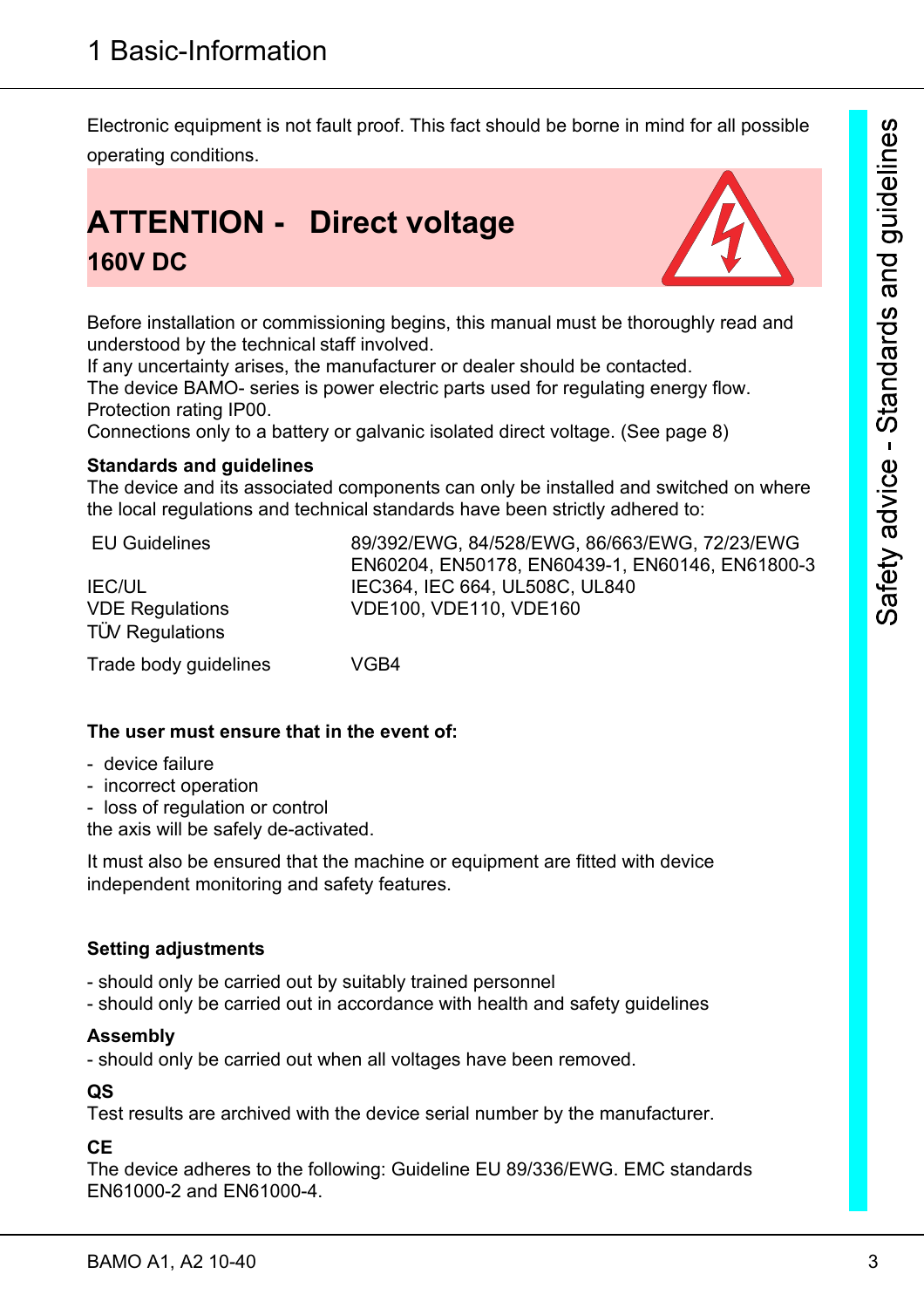Electronic equipment is not fault proof. This fact should be borne in mind for all possible operating conditions.

## ATTENTION - Direct voltage

**160V DC**

Before installation or commissioning begins, this manual must be thoroughly read and understood by the technical staff involved.
If any uncertainty arises, the manufacturer or dealer should be contacted.
The device BAMO- series is power electric parts used for regulating energy flow.
Protection rating IP00.
Connections only to a battery or galvanic isolated direct voltage. (See page 8)

**Standards and guidelines**
The device and its associated components can only be installed and switched on where the local regulations and technical standards have been strictly adhered to:

| | |
|---|---|
| EU Guidelines | 89/392/EWG, 84/528/EWG, 86/663/EWG, 72/23/EWG EN60204, EN50178, EN60439-1, EN60146, EN61800-3 |
| IEC/UL | IEC364, IEC 664, UL508C, UL840 |
| VDE Regulations | VDE100, VDE110, VDE160 |
| TÜV Regulations | |
| Trade body guidelines | VGB4 |

**The user must ensure that in the event of:**

- device failure
- incorrect operation
- loss of regulation or control

the axis will be safely de-activated.

It must also be ensured that the machine or equipment are fitted with device independent monitoring and safety features.

**Setting adjustments**

- should only be carried out by suitably trained personnel
- should only be carried out in accordance with health and safety guidelines

**Assembly**
- should only be carried out when all voltages have been removed.

**QS**
Test results are archived with the device serial number by the manufacturer.

**CE**
The device adheres to the following: Guideline EU 89/336/EWG. EMC standards EN61000-2 and EN61000-4.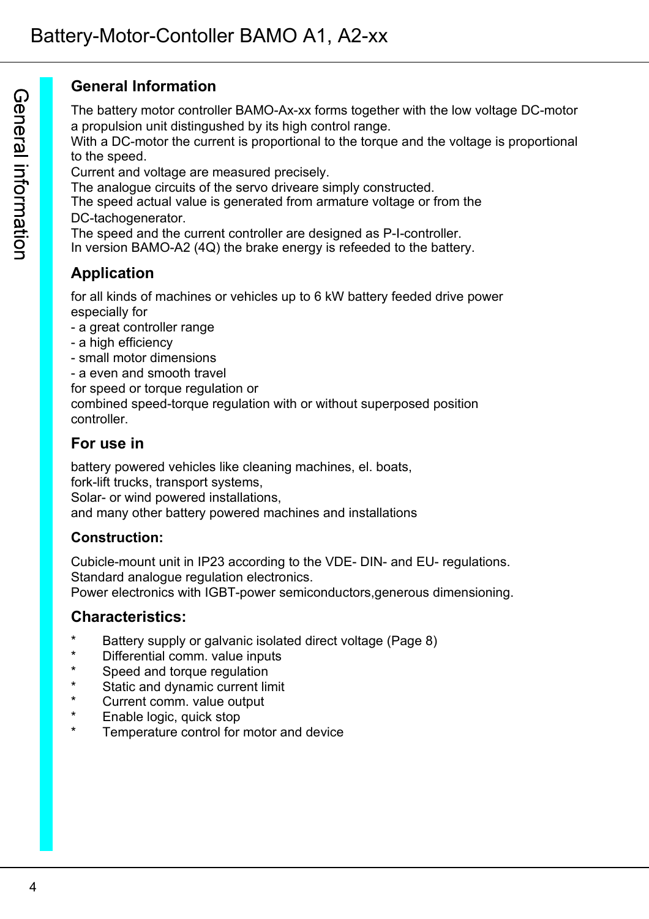## General Information

The battery motor controller BAMO-Ax-xx forms together with the low voltage DC-motor a propulsion unit distingushed by its high control range.
With a DC-motor the current is proportional to the torque and the voltage is proportional to the speed.
Current and voltage are measured precisely.
The analogue circuits of the servo driveare simply constructed.
The speed actual value is generated from armature voltage or from the DC-tachogenerator.
The speed and the current controller are designed as P-I-controller.
In version BAMO-A2 (4Q) the brake energy is refeeded to the battery.

## Application

for all kinds of machines or vehicles up to 6 kW battery feeded drive power
especially for
- a great controller range
- a high efficiency
- small motor dimensions
- a even and smooth travel

for speed or torque regulation or
combined speed-torque regulation with or without superposed position controller.

## For use in

battery powered vehicles like cleaning machines, el. boats,
fork-lift trucks, transport systems,
Solar- or wind powered installations,
and many other battery powered machines and installations

### Construction:

Cubicle-mount unit in IP23 according to the VDE- DIN- and EU- regulations.
Standard analogue regulation electronics.
Power electronics with IGBT-power semiconductors,generous dimensioning.

## Characteristics:

* Battery supply or galvanic isolated direct voltage (Page 8)
* Differential comm. value inputs
* Speed and torque regulation
* Static and dynamic current limit
* Current comm. value output
* Enable logic, quick stop
* Temperature control for motor and device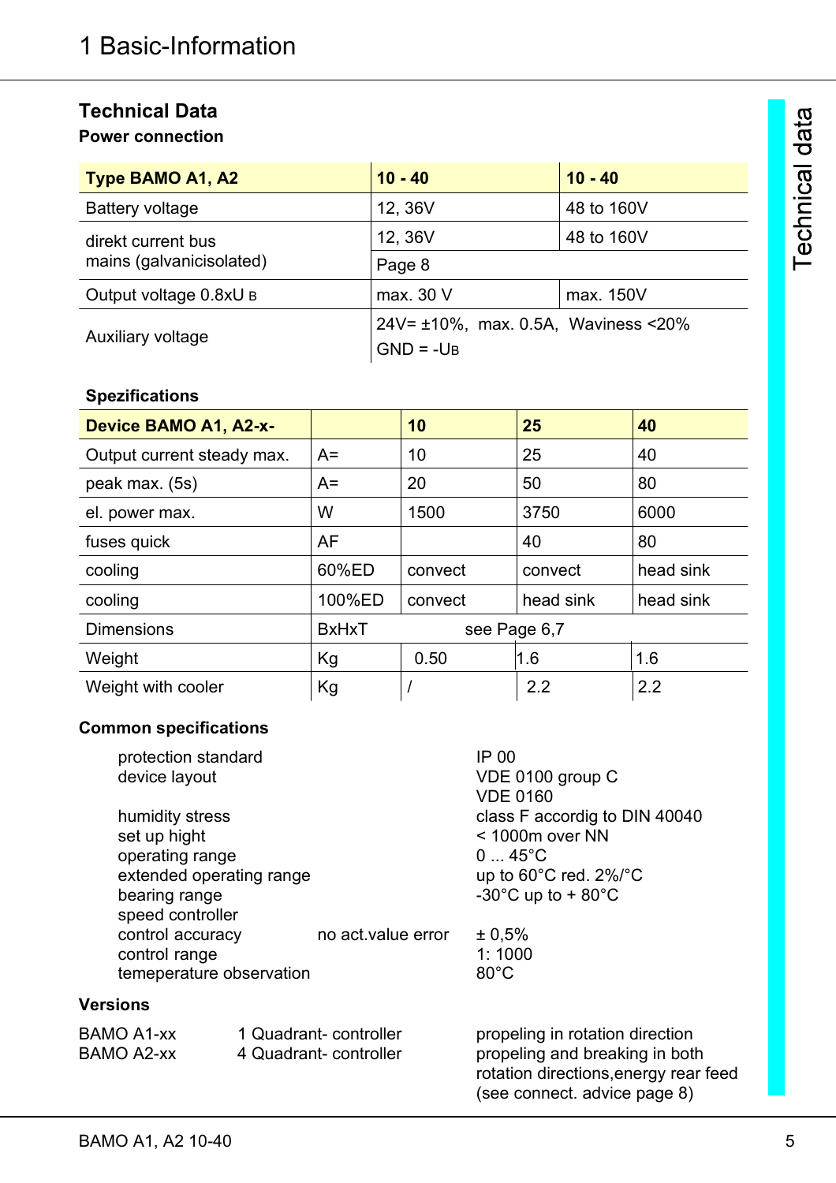## Technical Data

### Power connection

| Type BAMO A1, A2 | 10 - 40 | 10 - 40 |
|---|---|---|
| Battery voltage | 12, 36V | 48 to 160V |
| direkt current bus mains (galvanicisolated) | 12, 36V | 48 to 160V |
| | Page 8 | |
| Output voltage 0.8xU B | max. 30 V | max. 150V |
| Auxiliary voltage | 24V= ±10%, max. 0.5A, Waviness <20% GND = -UB | |

### Spezifications

| Device BAMO A1, A2-x- | | 10 | 25 | 40 |
|---|---|---|---|---|
| Output current steady max. | A= | 10 | 25 | 40 |
| peak max. (5s) | A= | 20 | 50 | 80 |
| el. power max. | W | 1500 | 3750 | 6000 |
| fuses quick | AF | | 40 | 80 |
| cooling | 60%ED | convect | convect | head sink |
| cooling | 100%ED | convect | head sink | head sink |
| Dimensions | BxHxT | see Page 6,7 | | |
| Weight | Kg | 0.50 | 1.6 | 1.6 |
| Weight with cooler | Kg | / | 2.2 | 2.2 |

### Common specifications

| | | |
|---|---|---|
| protection standard | | IP 00 |
| device layout | | VDE 0100 group C |
| | | VDE 0160 |
| humidity stress | | class F accordig to DIN 40040 |
| set up hight | | < 1000m over NN |
| operating range | | 0 ... 45°C |
| extended operating range | | up to 60°C red. 2%/°C |
| bearing range | | -30°C up to + 80°C |
| speed controller | | |
| control accuracy | no act.value error | ± 0,5% |
| control range | | 1: 1000 |
| temeperature observation | | 80°C |

### Versions

| | | |
|---|---|---|
| BAMO A1-xx | 1 Quadrant- controller | propeling in rotation direction |
| BAMO A2-xx | 4 Quadrant- controller | propeling and breaking in both rotation directions,energy rear feed (see connect. advice page 8) |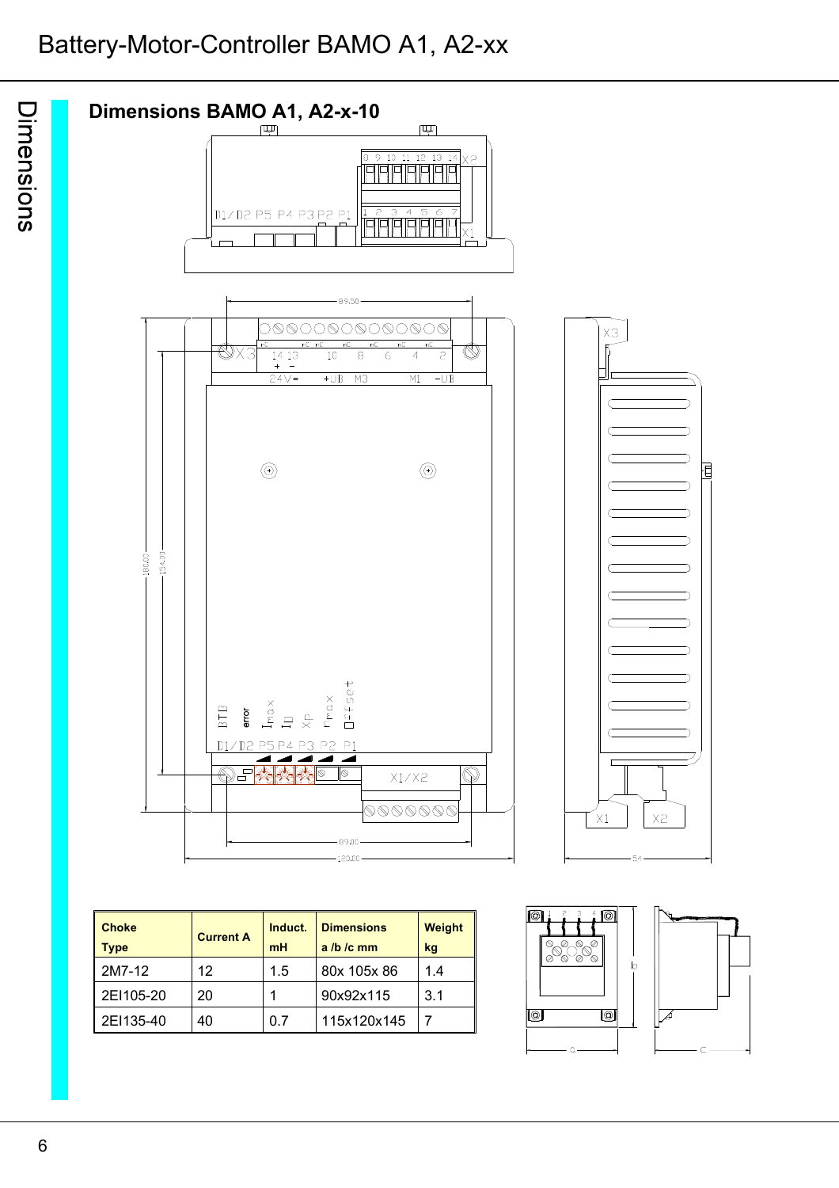## Dimensions BAMO A1, A2-x-10

| Choke Type | Current A | Induct. mH | Dimensions a /b /c mm | Weight kg |
|---|---|---|---|---|
| 2M7-12 | 12 | 1.5 | 80x 105x 86 | 1.4 |
| 2EI105-20 | 20 | 1 | 90x92x115 | 3.1 |
| 2EI135-40 | 40 | 0.7 | 115x120x145 | 7 |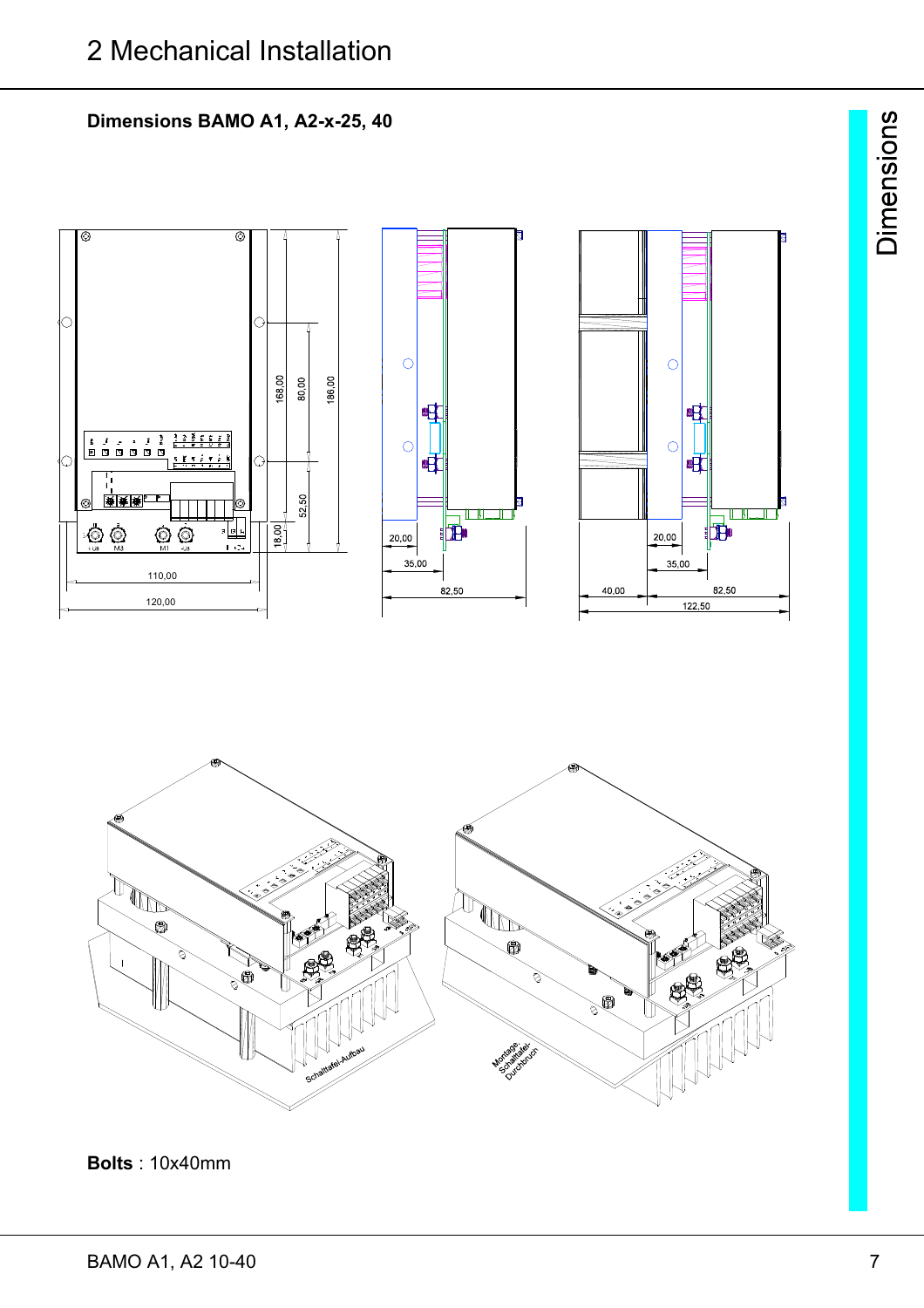## Dimensions BAMO A1, A2-x-25, 40

168,00
80,00
186,00
52,50
18,00
110,00
120,00
20,00
35,00
82,50
40,00
20,00
35,00
82,50
122,50

+Ua M3 M1 -Ua

Schalttafel-Aufbau

Montage, Schalttafel-Durchbruch

**Bolts** : 10x40mm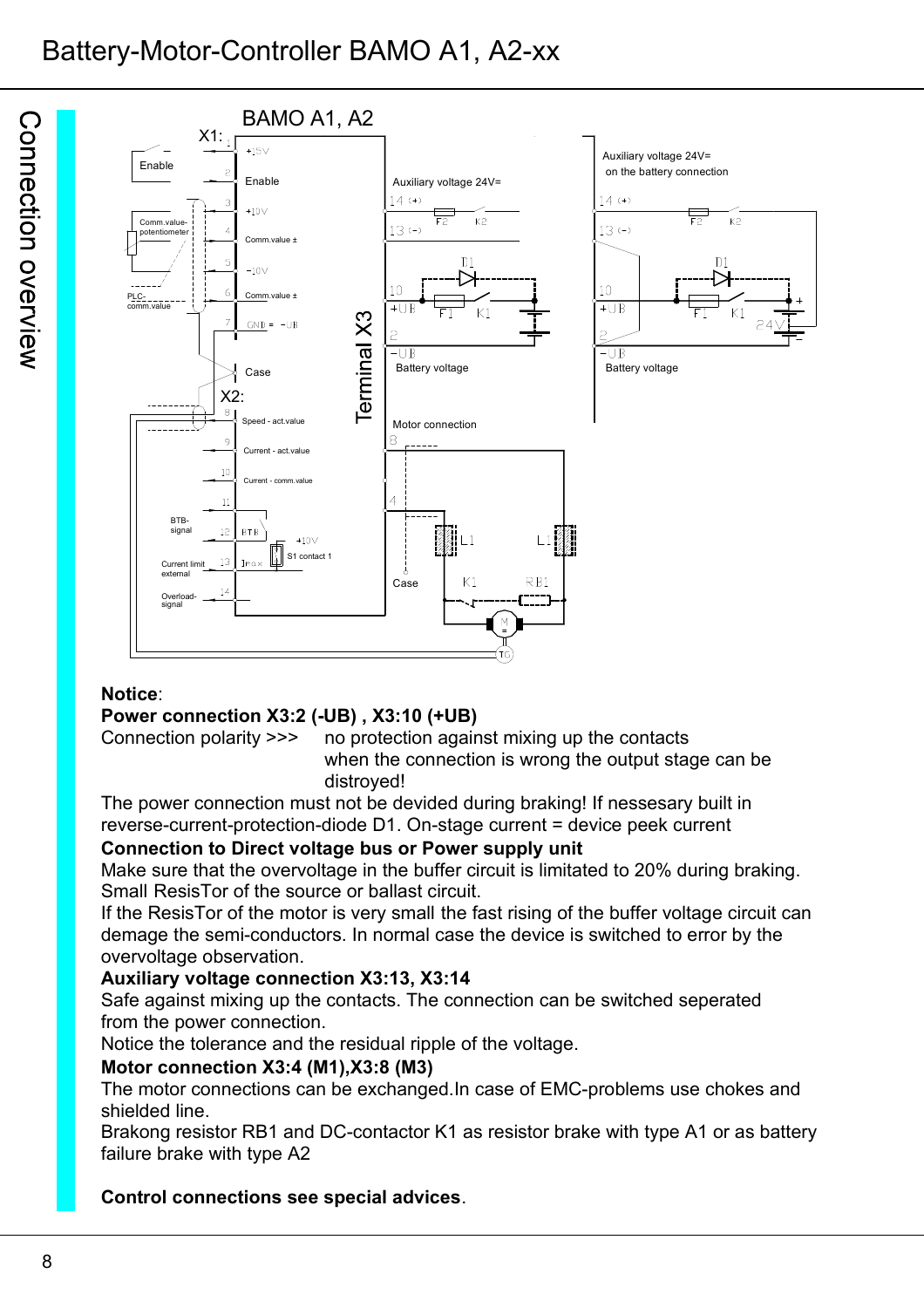# Battery-Motor-Controller BAMO A1, A2-xx

BAMO A1, A2

X1:

Enable

Comm.value-potentiometer

PLC-comm.value

1 +15V

2 Enable

3 +10V

4 Comm.value ±

5 -10V

6 Comm.value ±

7 GND = -UB

Case

X2:

8 Speed - act.value

9 Current - act.value

10 Current - comm.value

11

BTB-signal 12 BTB

+10V

S1 contact 1

Current limit external 13 Imax

Overload-signal 14

Terminal X3

Auxiliary voltage 24V=

14 (+) F2 K2

13 (-)

10 +UB D1 F1 K1

2 -UB

Battery voltage

Motor connection

8

4

Case

L1 L1

K1 RB1

M

TG

Auxiliary voltage 24V= on the battery connection

14 (+) F2 K2

13 (-)

10 +UB D1 F1 K1 + 24V

2 -UB

Battery voltage

**Notice**:

**Power connection X3:2 (-UB) , X3:10 (+UB)**

Connection polarity >>> no protection against mixing up the contacts when the connection is wrong the output stage can be distroyed!

The power connection must not be devided during braking! If nessesary built in reverse-current-protection-diode D1. On-stage current = device peek current

**Connection to Direct voltage bus or Power supply unit**

Make sure that the overvoltage in the buffer circuit is limitated to 20% during braking. Small ResisTor of the source or ballast circuit.

If the ResisTor of the motor is very small the fast rising of the buffer voltage circuit can demage the semi-conductors. In normal case the device is switched to error by the overvoltage observation.

**Auxiliary voltage connection X3:13, X3:14**

Safe against mixing up the contacts. The connection can be switched seperated from the power connection.

Notice the tolerance and the residual ripple of the voltage.

**Motor connection X3:4 (M1),X3:8 (M3)**

The motor connections can be exchanged.In case of EMC-problems use chokes and shielded line.

Brakong resistor RB1 and DC-contactor K1 as resistor brake with type A1 or as battery failure brake with type A2

**Control connections see special advices**.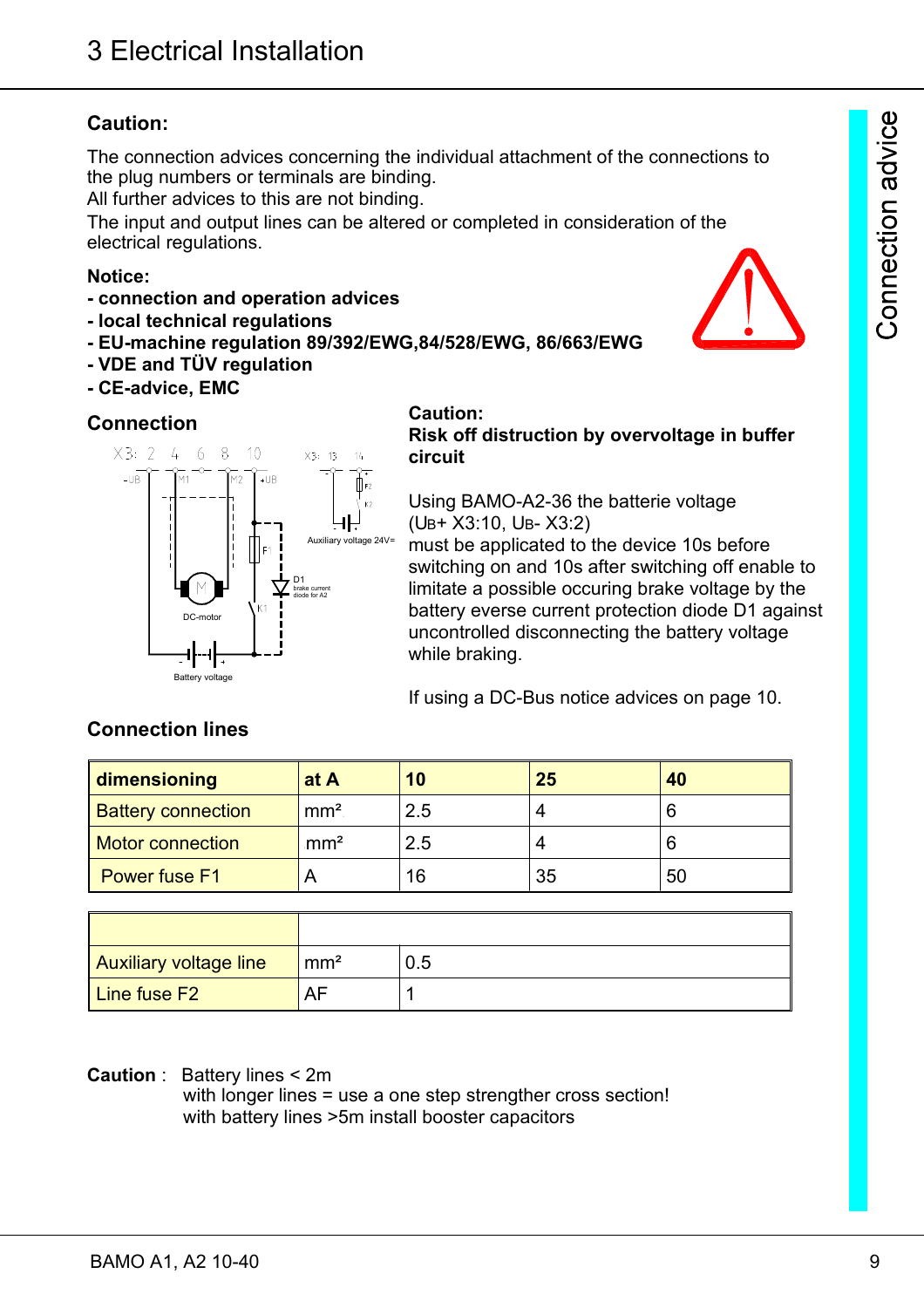## Caution:

The connection advices concerning the individual attachment of the connections to the plug numbers or terminals are binding.
All further advices to this are not binding.
The input and output lines can be altered or completed in consideration of the electrical regulations.

**Notice:**
**- connection and operation advices**
**- local technical regulations**
**- EU-machine regulation 89/392/EWG,84/528/EWG, 86/663/EWG**
**- VDE and TÜV regulation**
**- CE-advice, EMC**

## Connection

X3: 2 4 6 8 10
-UB M1 M2 +UB
F1
M
DC-motor
D1
brake current diode for A2
K1
Battery voltage
X3: 13 14
F2
K2
Auxiliary voltage 24V=

**Caution:**
**Risk off distruction by overvoltage in buffer circuit**

Using BAMO-A2-36 the batterie voltage ($U_B$+ X3:10, $U_B$- X3:2) must be applicated to the device 10s before switching on and 10s after switching off enable to limitate a possible occuring brake voltage by the battery everse current protection diode D1 against uncontrolled disconnecting the battery voltage while braking.

If using a DC-Bus notice advices on page 10.

## Connection lines

| dimensioning | at A | 10 | 25 | 40 |
|---|---|---|---|---|
| Battery connection | mm² | 2.5 | 4 | 6 |
| Motor connection | mm² | 2.5 | 4 | 6 |
| Power fuse F1 | A | 16 | 35 | 50 |

| | | |
|---|---|---|
| Auxiliary voltage line | mm² | 0.5 |
| Line fuse F2 | AF | 1 |

**Caution** : Battery lines < 2m
with longer lines = use a one step strengther cross section!
with battery lines >5m install booster capacitors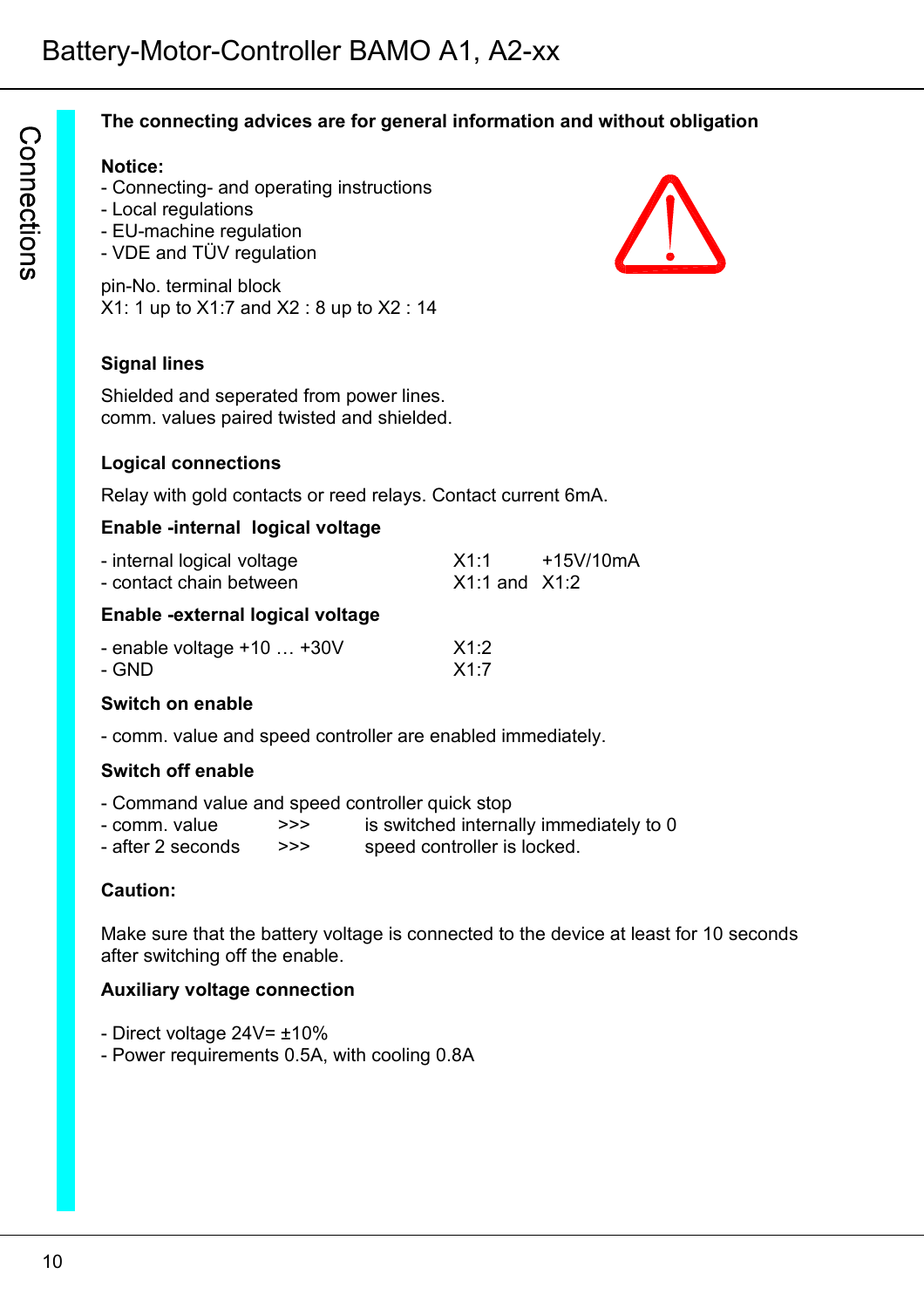**The connecting advices are for general information and without obligation**

**Notice:**
- Connecting- and operating instructions
- Local regulations
- EU-machine regulation
- VDE and TÜV regulation

pin-No. terminal block
X1: 1 up to X1:7 and X2 : 8 up to X2 : 14

### Signal lines

Shielded and seperated from power lines.
comm. values paired twisted and shielded.

### Logical connections

Relay with gold contacts or reed relays. Contact current 6mA.

**Enable -internal logical voltage**

| | | |
|---|---|---|
| - internal logical voltage | X1:1 | +15V/10mA |
| - contact chain between | X1:1 and | X1:2 |

**Enable -external logical voltage**

| | |
|---|---|
| - enable voltage +10 … +30V | X1:2 |
| - GND | X1:7 |

**Switch on enable**

- comm. value and speed controller are enabled immediately.

**Switch off enable**

- Command value and speed controller quick stop

| | | |
|---|---|---|
| - comm. value | >>> | is switched internally immediately to 0 |
| - after 2 seconds | >>> | speed controller is locked. |

**Caution:**

Make sure that the battery voltage is connected to the device at least for 10 seconds after switching off the enable.

**Auxiliary voltage connection**

- Direct voltage 24V= ±10%
- Power requirements 0.5A, with cooling 0.8A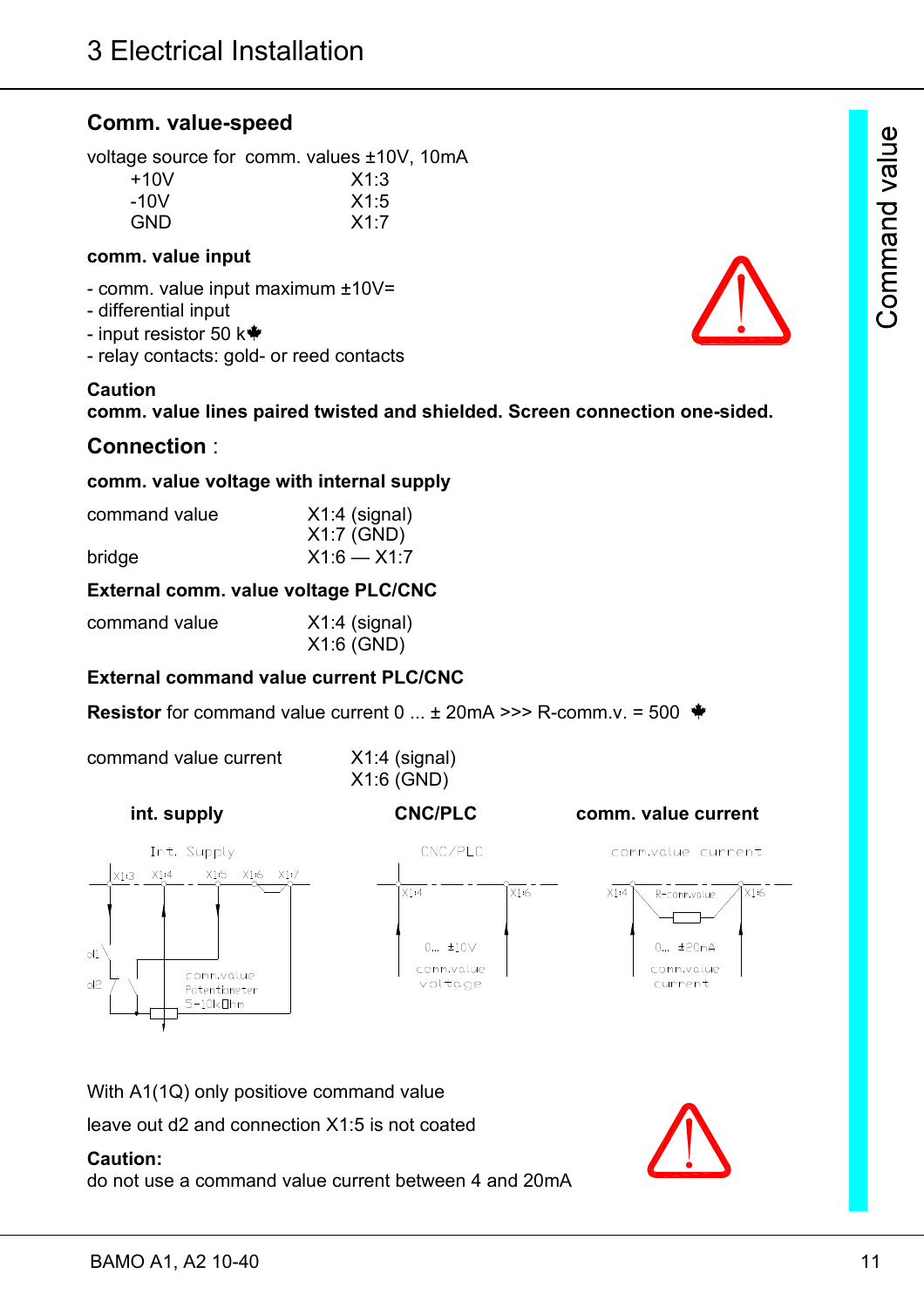## Comm. value-speed

voltage source for comm. values ±10V, 10mA

| | |
|---|---|
| +10V | X1:3 |
| -10V | X1:5 |
| GND | X1:7 |

**comm. value input**

- comm. value input maximum ±10V=
- differential input
- input resistor 50 kΩ
- relay contacts: gold- or reed contacts

**Caution**
**comm. value lines paired twisted and shielded. Screen connection one-sided.**

## Connection :

**comm. value voltage with internal supply**

| | |
|---|---|
| command value | X1:4 (signal) |
| | X1:7 (GND) |
| bridge | X1:6 — X1:7 |

**External comm. value voltage PLC/CNC**

| | |
|---|---|
| command value | X1:4 (signal) |
| | X1:6 (GND) |

**External command value current PLC/CNC**

**Resistor** for command value current 0 ... ± 20mA >>> R-comm.v. = 500 Ω

| | |
|---|---|
| command value current | X1:4 (signal) |
| | X1:6 (GND) |

**int. supply** **CNC/PLC** **comm. value current**

Int. Supply
X1:3 X1:4 X1:5 X1:6 X1:7
d1
d2
comm.value Potentiometer 5-10kOhm

CNC/PLC
X1:4 X1:6
0... ±10V
comm.value voltage

comm.value current
X1:4 R-comm.value X1:6
0... ±20mA
comm.value current

With A1(1Q) only positiove command value

leave out d2 and connection X1:5 is not coated

**Caution:**
do not use a command value current between 4 and 20mA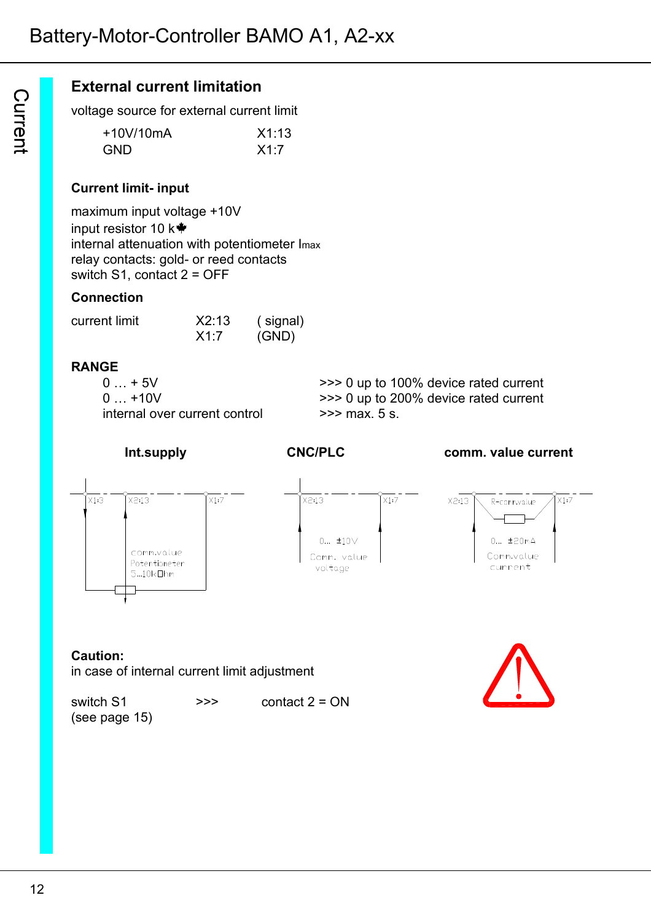## External current limitation

voltage source for external current limit

| | |
|---|---|
| +10V/10mA | X1:13 |
| GND | X1:7 |

### Current limit- input

maximum input voltage +10V
input resistor 10 kΩ
internal attenuation with potentiometer $I_{max}$
relay contacts: gold- or reed contacts
switch S1, contact 2 = OFF

### Connection

| | | |
|---|---|---|
| current limit | X2:13 | ( signal) |
| | X1:7 | (GND) |

### RANGE

| | |
|---|---|
| 0 … + 5V | >>> 0 up to 100% device rated current |
| 0 … +10V | >>> 0 up to 200% device rated current |
| internal over current control | >>> max. 5 s. |

**Int.supply**

X1:13
X2:13
X1:7
comm.value
Potentiometer
5...10kOhm

**CNC/PLC**

X2:13
X1:7
0... ±10V
Comm. value
voltage

**comm. value current**

X2:13
R-comm.value
X1:7
0... ±20mA
Comm.value
current

**Caution:**
in case of internal current limit adjustment

switch S1 >>> contact 2 = ON
(see page 15)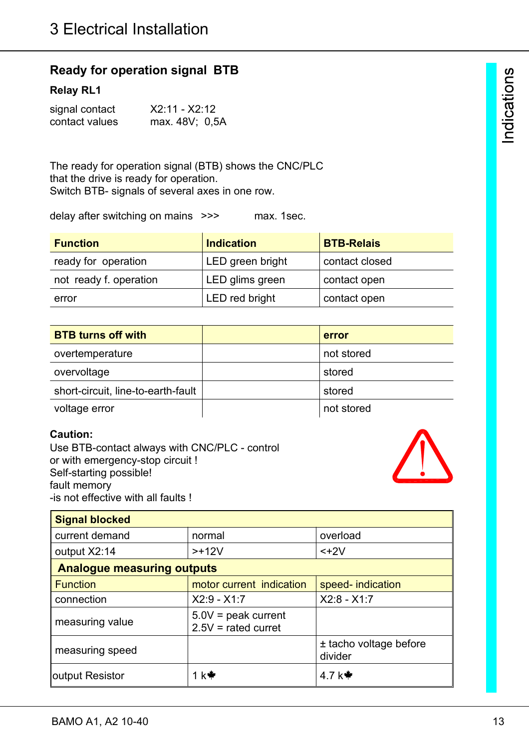## Ready for operation signal BTB

**Relay RL1**

signal contact X2:11 - X2:12
contact values max. 48V; 0,5A

The ready for operation signal (BTB) shows the CNC/PLC that the drive is ready for operation.
Switch BTB- signals of several axes in one row.

delay after switching on mains >>> max. 1sec.

| Function | Indication | BTB-Relais |
|---|---|---|
| ready for operation | LED green bright | contact closed |
| not ready f. operation | LED glims green | contact open |
| error | LED red bright | contact open |

| BTB turns off with | | error |
|---|---|---|
| overtemperature | | not stored |
| overvoltage | | stored |
| short-circuit, line-to-earth-fault | | stored |
| voltage error | | not stored |

**Caution:**
Use BTB-contact always with CNC/PLC - control or with emergency-stop circuit !
Self-starting possible!
fault memory
-is not effective with all faults !

| Signal blocked | | |
|---|---|---|
| current demand | normal | overload |
| output X2:14 | >+12V | <+2V |
| **Analogue measuring outputs** | | |
| Function | motor current indication | speed- indication |
| connection | X2:9 - X1:7 | X2:8 - X1:7 |
| measuring value | 5.0V = peak current<br>2.5V = rated curret | |
| measuring speed | | ± tacho voltage before divider |
| output Resistor | 1 kΩ | 4.7 kΩ |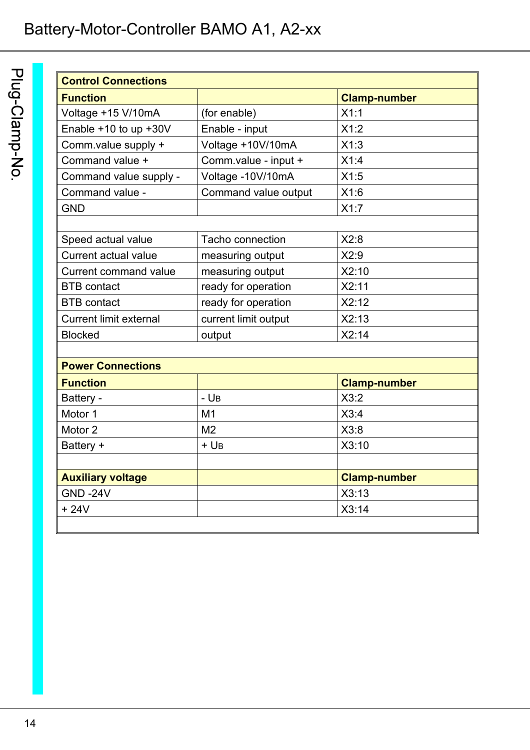| Control Connections | | |
|---|---|---|
| **Function** | | **Clamp-number** |
| Voltage +15 V/10mA | (for enable) | X1:1 |
| Enable +10 to up +30V | Enable - input | X1:2 |
| Comm.value supply + | Voltage +10V/10mA | X1:3 |
| Command value + | Comm.value - input + | X1:4 |
| Command value supply - | Voltage -10V/10mA | X1:5 |
| Command value - | Command value output | X1:6 |
| GND | | X1:7 |
| | | |
| Speed actual value | Tacho connection | X2:8 |
| Current actual value | measuring output | X2:9 |
| Current command value | measuring output | X2:10 |
| BTB contact | ready for operation | X2:11 |
| BTB contact | ready for operation | X2:12 |
| Current limit external | current limit output | X2:13 |
| Blocked | output | X2:14 |
| | | |
| **Power Connections** | | |
| **Function** | | **Clamp-number** |
| Battery - | - $U_B$ | X3:2 |
| Motor 1 | M1 | X3:4 |
| Motor 2 | M2 | X3:8 |
| Battery + | + $U_B$ | X3:10 |
| | | |
| **Auxiliary voltage** | | **Clamp-number** |
| GND -24V | | X3:13 |
| + 24V | | X3:14 |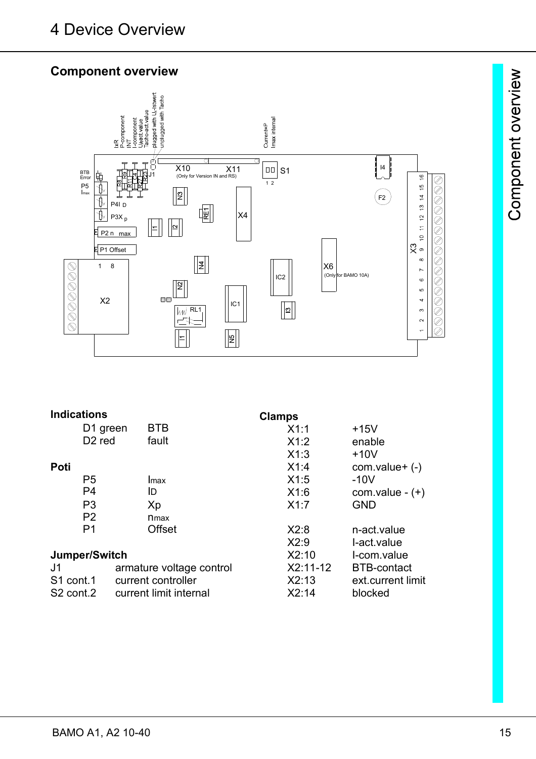# 4 Device Overview

## Component overview

**Indications**

| | |
|---|---|
| D1 green | BTB |
| D2 red | fault |

**Poti**

| | |
|---|---|
| P5 | $I_{max}$ |
| P4 | $I_D$ |
| P3 | Xp |
| P2 | $n_{max}$ |
| P1 | Offset |

**Jumper/Switch**

| | |
|---|---|
| J1 | armature voltage control |
| S1 cont.1 | current controller |
| S2 cont.2 | current limit internal |

**Clamps**

| | |
|---|---|
| X1:1 | +15V |
| X1:2 | enable |
| X1:3 | +10V |
| X1:4 | com.value+ (-) |
| X1:5 | -10V |
| X1:6 | com.value - (+) |
| X1:7 | GND |
| X2:8 | n-act.value |
| X2:9 | I-act.value |
| X2:10 | I-com.value |
| X2:11-12 | BTB-contact |
| X2:13 | ext.current limit |
| X2:14 | blocked |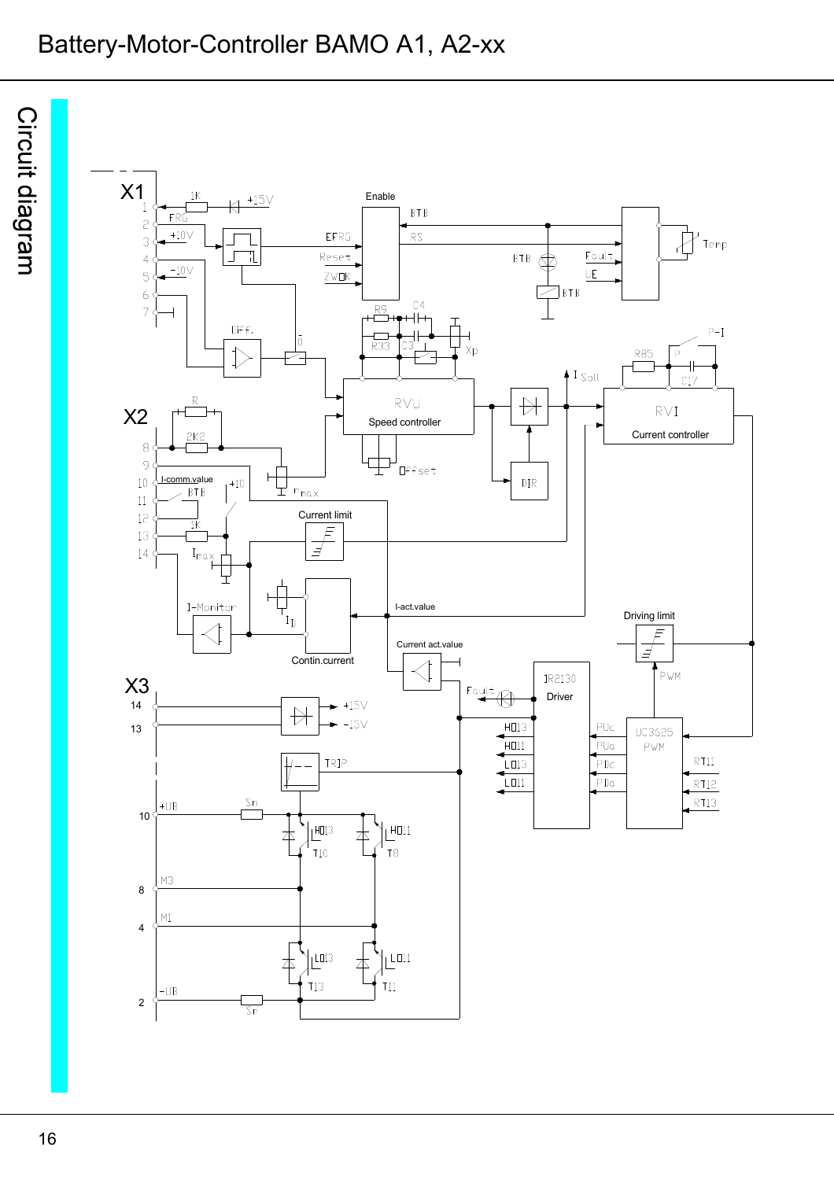Battery-Motor-Controller BAMO A1, A2-xx

# Circuit diagram

X1

1 FRG
2
3 +10V
4
5 -10V
6
7

1K
+15V

Enable

BTB
EFRG
RS
Reset
ZWDK
BTB
Fault
UE
BTB
Temp

Diff.
0

R9
C4
R33
C3
Xp

RVU
Speed controller

Offset

DIR

I Soll

R85
P-I
P
C17

RVI
Current controller

X2

R
2K2
8
9
10 I-comm.value
11 BTB
12
13 1K
14 Imax

+10

nmax

Current limit

I-Monitor

ID

Contin.current

I-act.value

Driving limit

Current act.value

X3

14 +15V
13 -15V

Fault

IR2130
Driver

HO13
HO11
LO13
LO11

PUc
PUa
PDc
PDa

UC3625
PWM

PWM

RT11
RT12
RT13

TRIP

10 +UB
Sn
HO13 T10
HO11 T8

8 M3

4 M1

LO13 T13
LO11 T11

2 -UB
Sn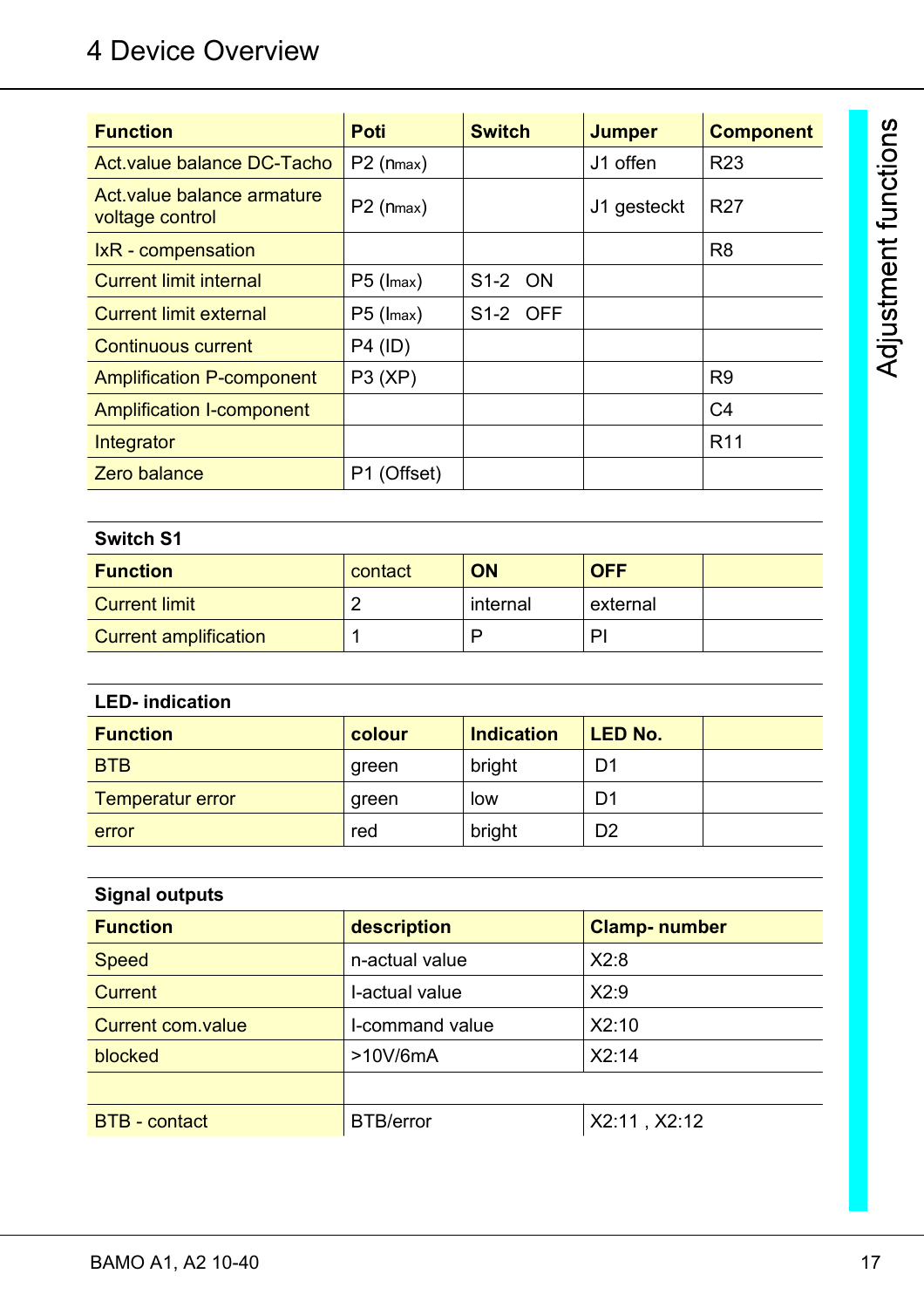# 4 Device Overview

## Adjustment functions

| Function | Poti | Switch | Jumper | Component |
|---|---|---|---|---|
| Act.value balance DC-Tacho | P2 ($n_{max}$) | | J1 offen | R23 |
| Act.value balance armature voltage control | P2 ($n_{max}$) | | J1 gesteckt | R27 |
| IxR - compensation | | | | R8 |
| Current limit internal | P5 ($I_{max}$) | S1-2 ON | | |
| Current limit external | P5 ($I_{max}$) | S1-2 OFF | | |
| Continuous current | P4 (ID) | | | |
| Amplification P-component | P3 (XP) | | | R9 |
| Amplification I-component | | | | C4 |
| Integrator | | | | R11 |
| Zero balance | P1 (Offset) | | | |

**Switch S1**

| Function | contact | ON | OFF | |
|---|---|---|---|---|
| Current limit | 2 | internal | external | |
| Current amplification | 1 | P | PI | |

**LED- indication**

| Function | colour | Indication | LED No. | |
|---|---|---|---|---|
| BTB | green | bright | D1 | |
| Temperatur error | green | low | D1 | |
| error | red | bright | D2 | |

**Signal outputs**

| Function | description | Clamp- number |
|---|---|---|
| Speed | n-actual value | X2:8 |
| Current | I-actual value | X2:9 |
| Current com.value | I-command value | X2:10 |
| blocked | >10V/6mA | X2:14 |
| | | |
| BTB - contact | BTB/error | X2:11 , X2:12 |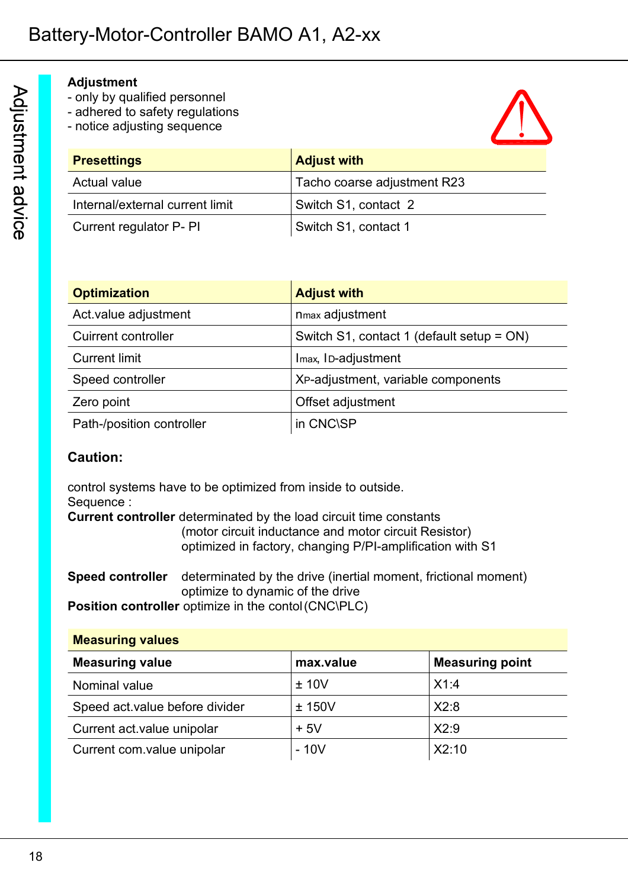## Adjustment advice

**Adjustment**
- only by qualified personnel
- adhered to safety regulations
- notice adjusting sequence

| Presettings | Adjust with |
|---|---|
| Actual value | Tacho coarse adjustment R23 |
| Internal/external current limit | Switch S1, contact 2 |
| Current regulator P- PI | Switch S1, contact 1 |

| Optimization | Adjust with |
|---|---|
| Act.value adjustment | $n_{max}$ adjustment |
| Cuirrent controller | Switch S1, contact 1 (default setup = ON) |
| Current limit | $I_{max}$, $I_D$-adjustment |
| Speed controller | $X_P$-adjustment, variable components |
| Zero point | Offset adjustment |
| Path-/position controller | in CNC\SP |

**Caution:**

control systems have to be optimized from inside to outside.
Sequence :
**Current controller** determinated by the load circuit time constants
(motor circuit inductance and motor circuit Resistor)
optimized in factory, changing P/PI-amplification with S1

**Speed controller** determinated by the drive (inertial moment, frictional moment)
optimize to dynamic of the drive
**Position controller** optimize in the contol (CNC\PLC)

| Measuring values | | |
|---|---|---|
| **Measuring value** | **max.value** | **Measuring point** |
| Nominal value | ± 10V | X1:4 |
| Speed act.value before divider | ± 150V | X2:8 |
| Current act.value unipolar | + 5V | X2:9 |
| Current com.value unipolar | - 10V | X2:10 |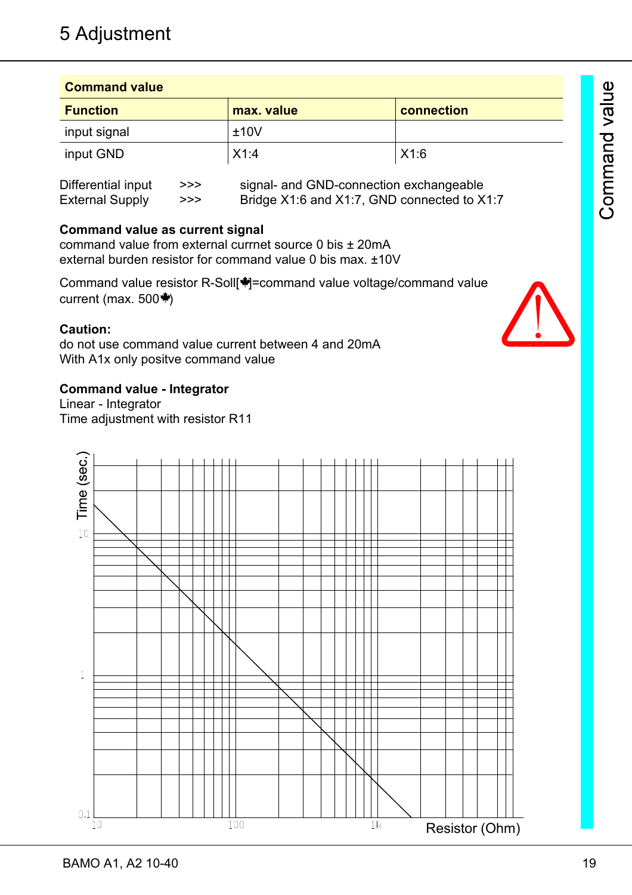# 5 Adjustment

| Command value | | |
|---|---|---|
| **Function** | **max. value** | **connection** |
| input signal | ±10V | |
| input GND | X1:4 | X1:6 |

Differential input >>> signal- and GND-connection exchangeable
External Supply >>> Bridge X1:6 and X1:7, GND connected to X1:7

**Command value as current signal**
command value from external currnet source 0 bis ± 20mA
external burden resistor for command value 0 bis max. ±10V

Command value resistor R-Soll[Ω]=command value voltage/command value current (max. 500Ω)

**Caution:**
do not use command value current between 4 and 20mA
With A1x only positve command value

**Command value - Integrator**
Linear - Integrator
Time adjustment with resistor R11

Time (sec.)
10
1
0.1
10
100
1k
Resistor (Ohm)

Command value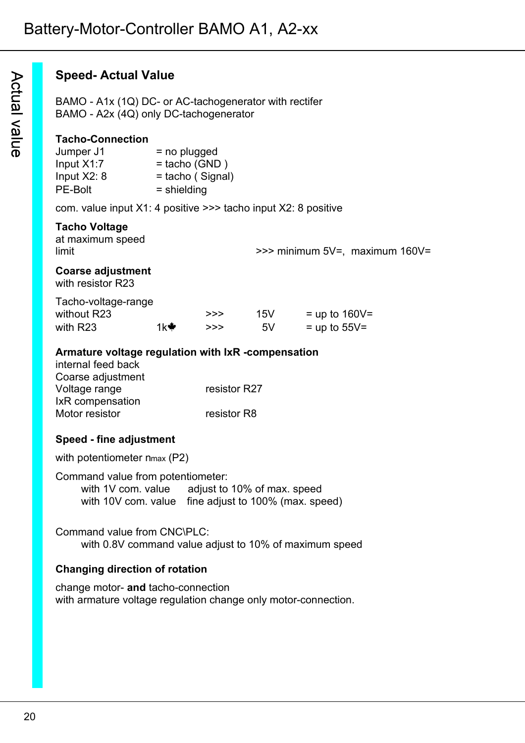## Speed- Actual Value

BAMO - A1x (1Q) DC- or AC-tachogenerator with rectifer
BAMO - A2x (4Q) only DC-tachogenerator

**Tacho-Connection**

| | |
|---|---|
| Jumper J1 | = no plugged |
| Input X1:7 | = tacho (GND ) |
| Input X2: 8 | = tacho ( Signal) |
| PE-Bolt | = shielding |

com. value input X1: 4 positive >>> tacho input X2: 8 positive

**Tacho Voltage**
at maximum speed
limit >>> minimum 5V=, maximum 160V=

**Coarse adjustment**
with resistor R23

Tacho-voltage-range

| | | | | |
|---|---|---|---|---|
| without R23 | | >>> | 15V | = up to 160V= |
| with R23 | 1k✱ | >>> | 5V | = up to 55V= |

**Armature voltage regulation with IxR -compensation**
internal feed back
Coarse adjustment
Voltage range resistor R27
IxR compensation
Motor resistor resistor R8

**Speed - fine adjustment**

with potentiometer $n_{max}$ (P2)

Command value from potentiometer:
with 1V com. value adjust to 10% of max. speed
with 10V com. value fine adjust to 100% (max. speed)

Command value from CNC\PLC:
with 0.8V command value adjust to 10% of maximum speed

**Changing direction of rotation**

change motor- **and** tacho-connection
with armature voltage regulation change only motor-connection.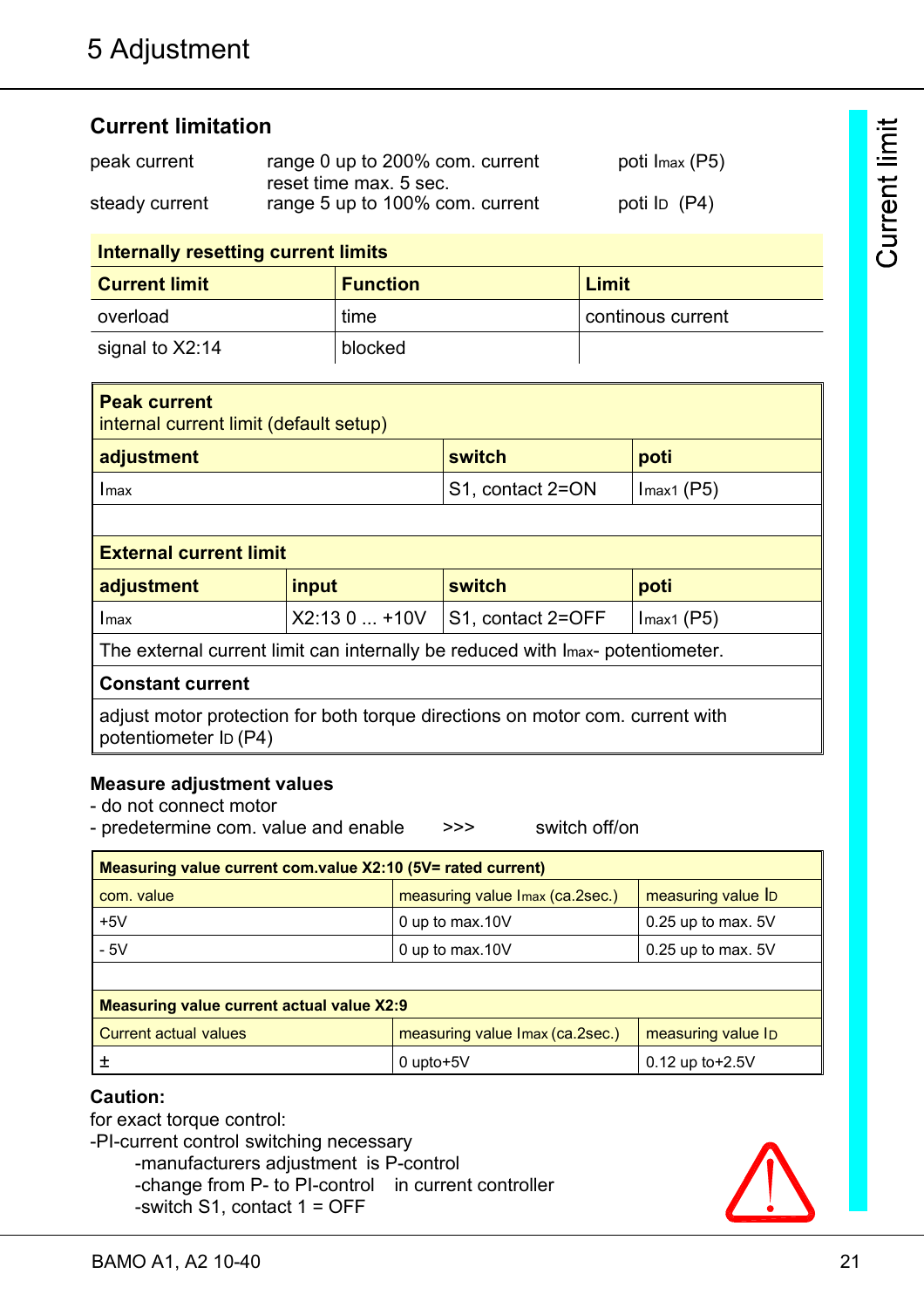# 5 Adjustment

### Current limitation

| | | |
|---|---|---|
| peak current | range 0 up to 200% com. current<br>reset time max. 5 sec. | poti $I_{max}$ (P5) |
| steady current | range 5 up to 100% com. current | poti $I_D$ (P4) |

| Internally resetting current limits | | |
|---|---|---|
| **Current limit** | **Function** | **Limit** |
| overload | time | continous current |
| signal to X2:14 | blocked | |

| **Peak current**<br>internal current limit (default setup) | | | |
|---|---|---|---|
| **adjustment** | | **switch** | **poti** |
| $I_{max}$ | | S1, contact 2=ON | $I_{max1}$ (P5) |
| | | | |
| **External current limit** | | | |
| **adjustment** | **input** | **switch** | **poti** |
| $I_{max}$ | X2:13 0 ... +10V | S1, contact 2=OFF | $I_{max1}$ (P5) |
| The external current limit can internally be reduced with $I_{max}$- potentiometer. | | | |
| **Constant current** | | | |
| adjust motor protection for both torque directions on motor com. current with potentiometer $I_D$ (P4) | | | |

**Measure adjustment values**
- do not connect motor
- predetermine com. value and enable >>> switch off/on

| **Measuring value current com.value X2:10 (5V= rated current)** | | |
|---|---|---|
| com. value | measuring value $I_{max}$ (ca.2sec.) | measuring value $I_D$ |
| +5V | 0 up to max.10V | 0.25 up to max. 5V |
| - 5V | 0 up to max.10V | 0.25 up to max. 5V |
| | | |
| **Measuring value current actual value X2:9** | | |
| Current actual values | measuring value $I_{max}$ (ca.2sec.) | measuring value $I_D$ |
| ± | 0 upto+5V | 0.12 up to+2.5V |

**Caution:**
for exact torque control:
-PI-current control switching necessary
  -manufacturers adjustment is P-control
  -change from P- to PI-control in current controller
  -switch S1, contact 1 = OFF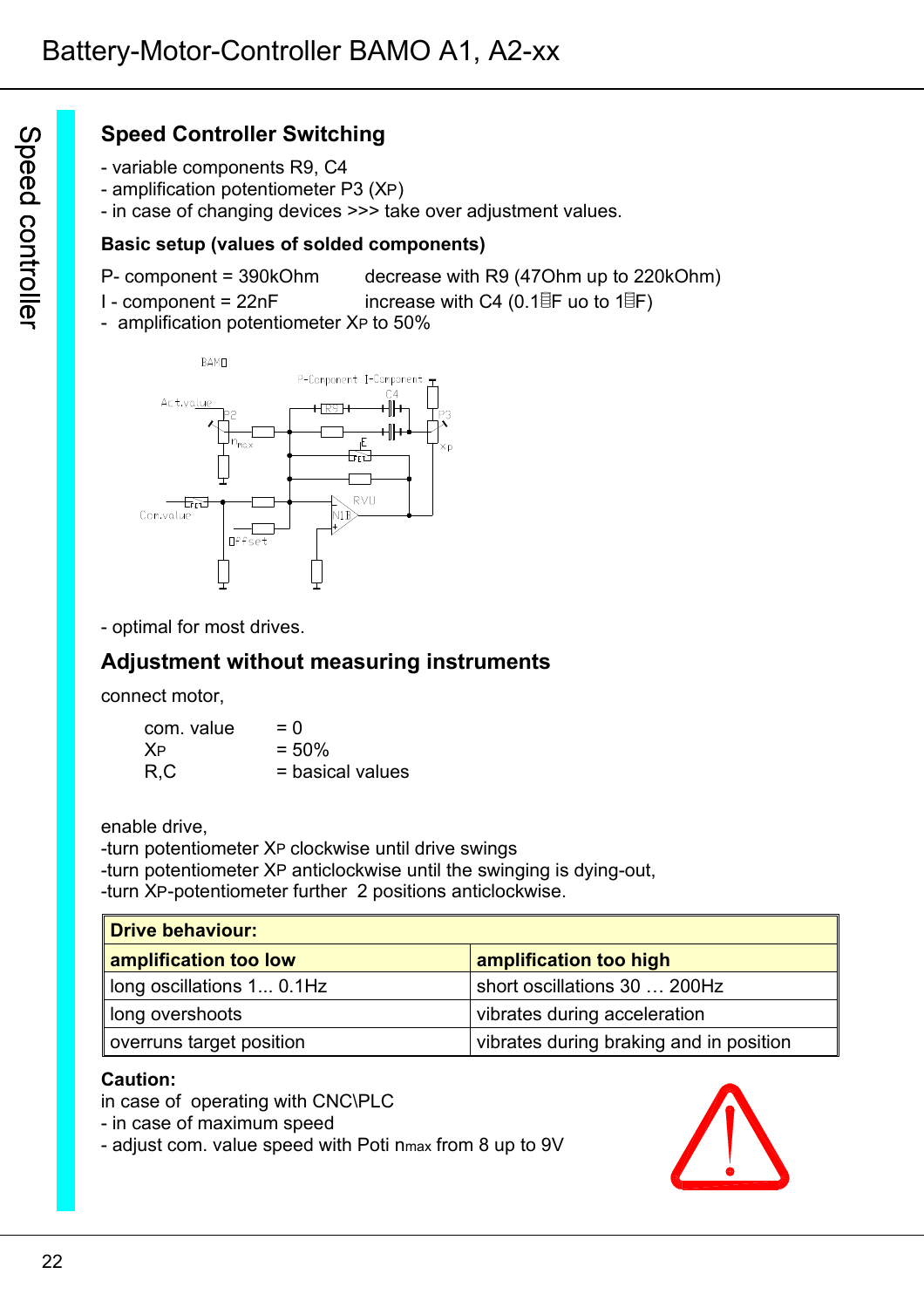## Speed Controller Switching

- variable components R9, C4
- amplification potentiometer P3 ($X_P$)
- in case of changing devices >>> take over adjustment values.

### Basic setup (values of solded components)

P- component = 390kOhm decrease with R9 (47Ohm up to 220kOhm)

I - component = 22nF increase with C4 (0.1µF uo to 1µF)

- amplification potentiometer $X_P$ to 50%

BAMO

P-Component I-Component

C4

R9

P3

Act.value

P2

nmax

xp

FEL

RVU

Com.value

FEL

N1B

Offset

- optimal for most drives.

## Adjustment without measuring instruments

connect motor,

com. value = 0
$X_P$ = 50%
R,C = basical values

enable drive,
-turn potentiometer $X_P$ clockwise until drive swings
-turn potentiometer $X_P$ anticlockwise until the swinging is dying-out,
-turn $X_P$-potentiometer further 2 positions anticlockwise.

| **Drive behaviour:** | |
|---|---|
| **amplification too low** | **amplification too high** |
| long oscillations 1... 0.1Hz | short oscillations 30 … 200Hz |
| long overshoots | vibrates during acceleration |
| overruns target position | vibrates during braking and in position |

**Caution:**
in case of operating with CNC\PLC
- in case of maximum speed
- adjust com. value speed with Poti $n_{max}$ from 8 up to 9V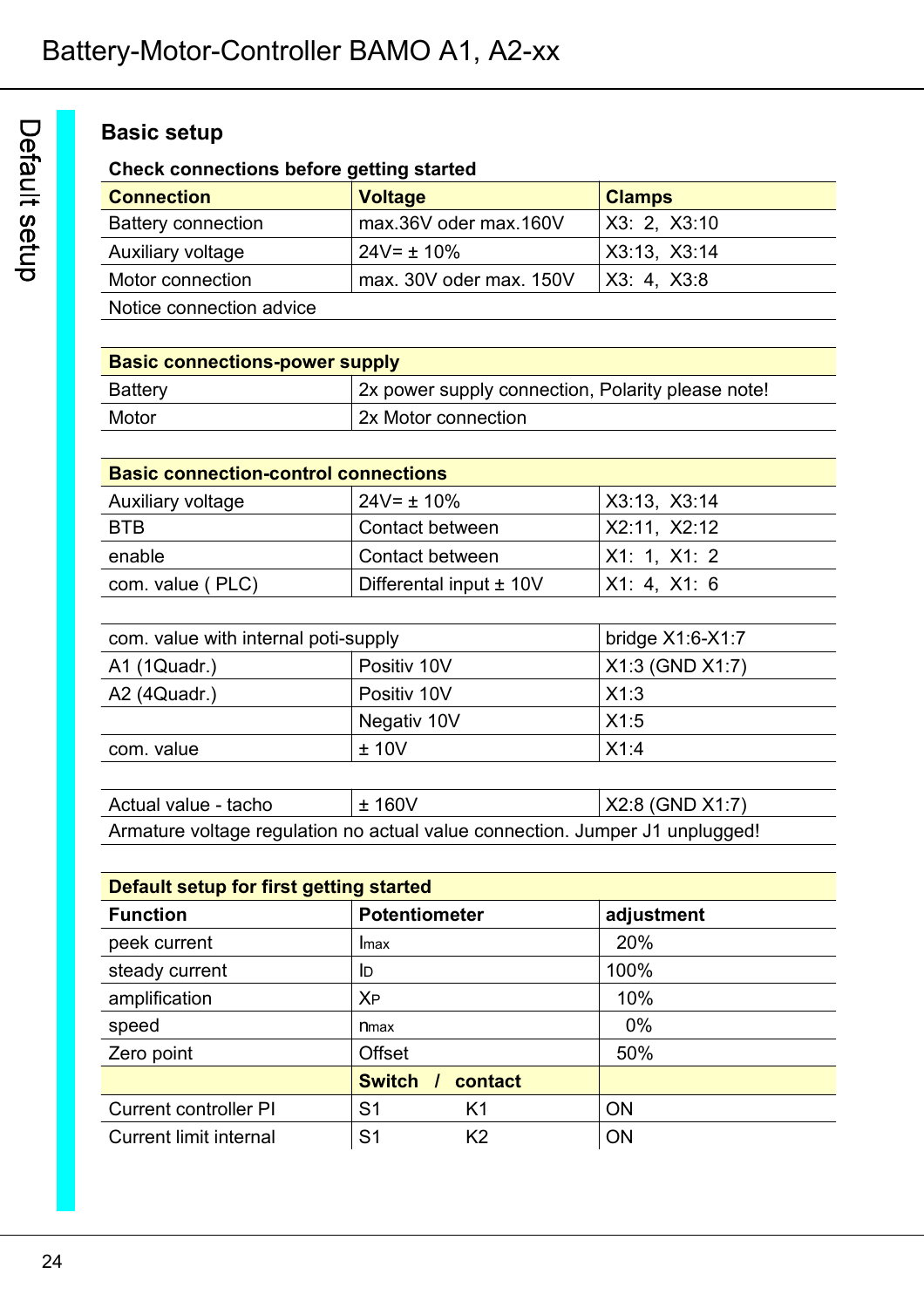## Basic setup

**Check connections before getting started**

| **Connection** | **Voltage** | **Clamps** |
|---|---|---|
| Battery connection | max.36V oder max.160V | X3: 2, X3:10 |
| Auxiliary voltage | 24V= ± 10% | X3:13, X3:14 |
| Motor connection | max. 30V oder max. 150V | X3: 4, X3:8 |
| Notice connection advice | | |

| **Basic connections-power supply** | |
|---|---|
| Battery | 2x power supply connection, Polarity please note! |
| Motor | 2x Motor connection |

| **Basic connection-control connections** | | |
|---|---|---|
| Auxiliary voltage | 24V= ± 10% | X3:13, X3:14 |
| BTB | Contact between | X2:11, X2:12 |
| enable | Contact between | X1: 1, X1: 2 |
| com. value ( PLC) | Differental input ± 10V | X1: 4, X1: 6 |

| | | |
|---|---|---|
| com. value with internal poti-supply | | bridge X1:6-X1:7 |
| A1 (1Quadr.) | Positiv 10V | X1:3 (GND X1:7) |
| A2 (4Quadr.) | Positiv 10V | X1:3 |
| | Negativ 10V | X1:5 |
| com. value | ± 10V | X1:4 |

| | | |
|---|---|---|
| Actual value - tacho | ± 160V | X2:8 (GND X1:7) |
| Armature voltage regulation no actual value connection. Jumper J1 unplugged! | | |

| **Default setup for first getting started** | | |
|---|---|---|
| **Function** | **Potentiometer** | **adjustment** |
| peek current | $I_{max}$ | 20% |
| steady current | $I_D$ | 100% |
| amplification | $X_P$ | 10% |
| speed | $n_{max}$ | 0% |
| Zero point | Offset | 50% |
| | **Switch / contact** | |
| Current controller PI | S1 K1 | ON |
| Current limit internal | S1 K2 | ON |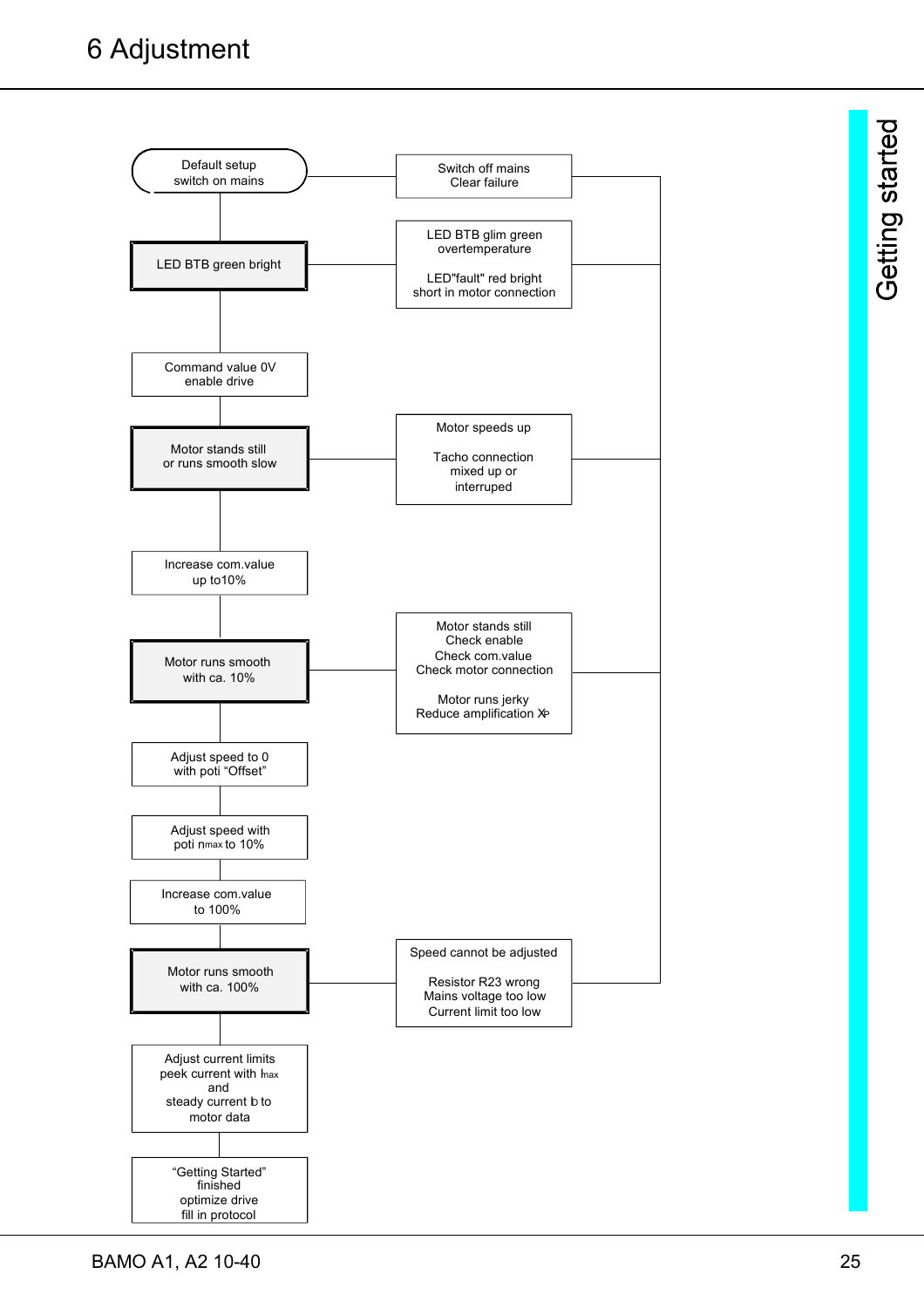# 6 Adjustment

Default setup
switch on mains

→ Switch off mains
Clear failure

**LED BTB green bright**

→ LED BTB glim green
overtemperature

LED"fault" red bright
short in motor connection

Command value 0V
enable drive

**Motor stands still
or runs smooth slow**

→ Motor speeds up

Tacho connection
mixed up or
interrupted

Increase com.value
up to10%

**Motor runs smooth
with ca. 10%**

→ Motor stands still
Check enable
Check com.value
Check motor connection

Motor runs jerky
Reduce amplification $X_P$

Adjust speed to 0
with poti “Offset”

Adjust speed with
poti $n_{max}$ to 10%

Increase com.value
to 100%

**Motor runs smooth
with ca. 100%**

→ Speed cannot be adjusted

Resistor R23 wrong
Mains voltage too low
Current limit too low

Adjust current limits
peek current with $I_{max}$
and
steady current $I_D$ to
motor data

“Getting Started”
finished
optimize drive
fill in protocol

Getting started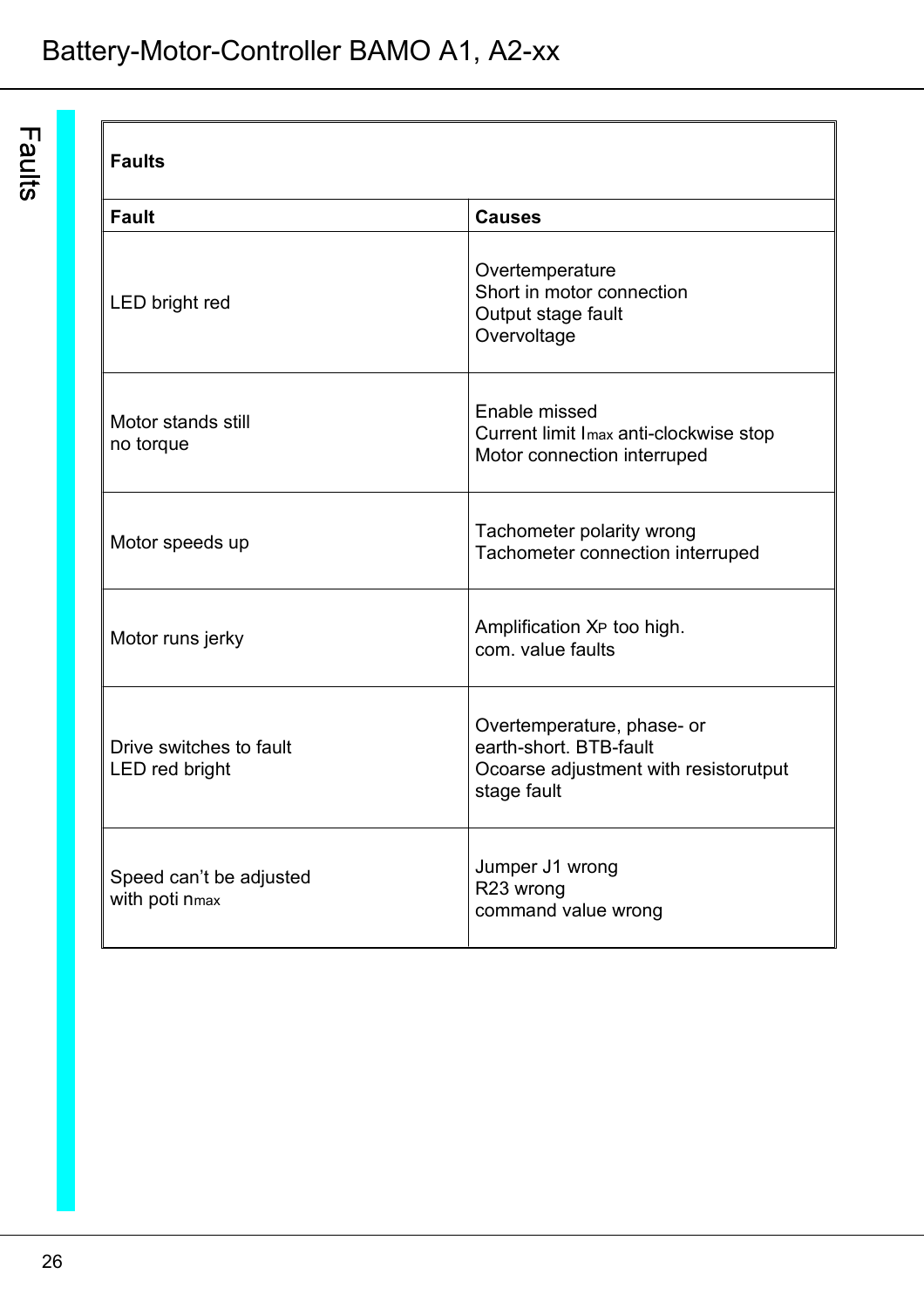**Faults**

| Fault | Causes |
| --- | --- |
| LED bright red | Overtemperature<br>Short in motor connection<br>Output stage fault<br>Overvoltage |
| Motor stands still<br>no torque | Enable missed<br>Current limit $I_{max}$ anti-clockwise stop<br>Motor connection interruped |
| Motor speeds up | Tachometer polarity wrong<br>Tachometer connection interrupted |
| Motor runs jerky | Amplification $X_P$ too high.<br>com. value faults |
| Drive switches to fault<br>LED red bright | Overtemperature, phase- or<br>earth-short. BTB-fault<br>Ocoarse adjustment with resistorutput<br>stage fault |
| Speed can't be adjusted<br>with poti $n_{max}$ | Jumper J1 wrong<br>R23 wrong<br>command value wrong |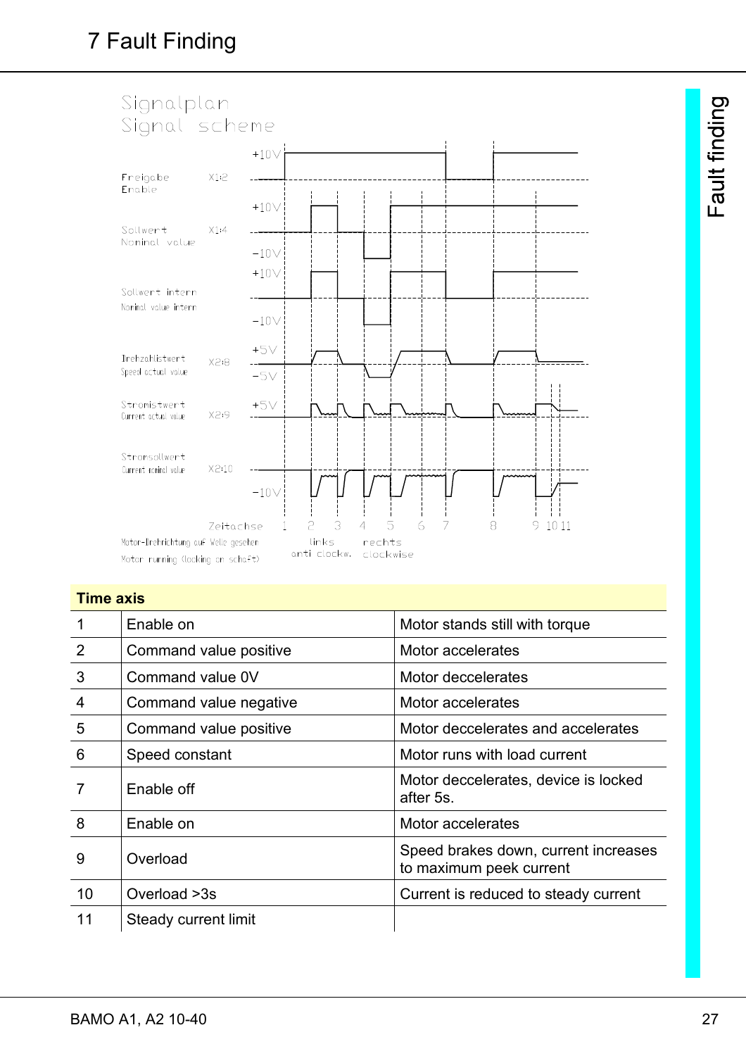# 7 Fault Finding

Signalplan
Signal scheme

Freigabe X1:2
Enable

+10V

Sollwert X1:4
Nominal value

+10V
-10V

Sollwert intern
Nominal value intern

+10V
-10V

Drehzahlistwert X2:8
Speed actual value

+5V
-5V

Stromistwert X2:9
Current actual value

+5V

Stromsollwert X2:10
Current nominal value

-10V

Zeitachse 1 2 3 4 5 6 7 8 9 10 11

Motor-Drehrichtung auf Welle gesehen links rechts
Motor running (looking on shaft) anti clockw. clockwise

| Time axis | | |
|---|---|---|
| 1 | Enable on | Motor stands still with torque |
| 2 | Command value positive | Motor accelerates |
| 3 | Command value 0V | Motor deccelerates |
| 4 | Command value negative | Motor accelerates |
| 5 | Command value positive | Motor deccelerates and accelerates |
| 6 | Speed constant | Motor runs with load current |
| 7 | Enable off | Motor deccelerates, device is locked after 5s. |
| 8 | Enable on | Motor accelerates |
| 9 | Overload | Speed brakes down, current increases to maximum peek current |
| 10 | Overload >3s | Current is reduced to steady current |
| 11 | Steady current limit | |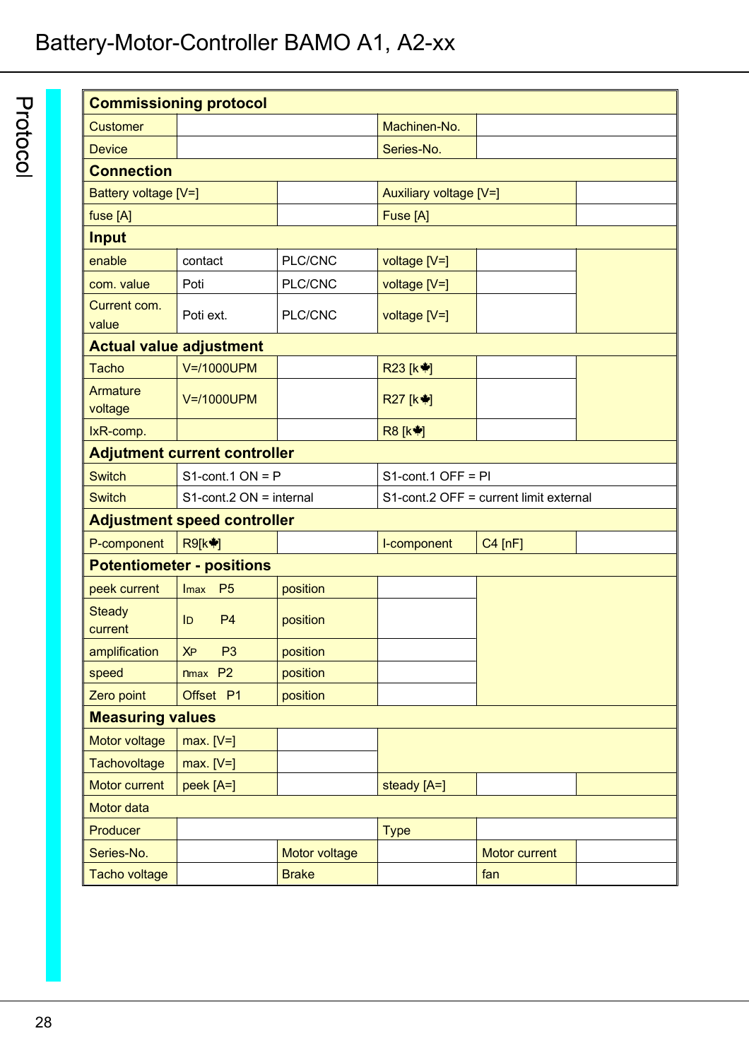| Commissioning protocol | | | | | |
|---|---|---|---|---|---|
| Customer | | | Machinen-No. | | |
| Device | | | Series-No. | | |
| **Connection** | | | | | |
| Battery voltage [V=] | | | Auxiliary voltage [V=] | | |
| fuse [A] | | | Fuse [A] | | |
| **Input** | | | | | |
| enable | contact | PLC/CNC | voltage [V=] | | |
| com. value | Poti | PLC/CNC | voltage [V=] | | |
| Current com. value | Poti ext. | PLC/CNC | voltage [V=] | | |
| **Actual value adjustment** | | | | | |
| Tacho | V=/1000UPM | | R23 [kΩ] | | |
| Armature voltage | V=/1000UPM | | R27 [kΩ] | | |
| IxR-comp. | | | R8 [kΩ] | | |
| **Adjutment current controller** | | | | | |
| Switch | S1-cont.1 ON = P | | S1-cont.1 OFF = PI | | |
| Switch | S1-cont.2 ON = internal | | S1-cont.2 OFF = current limit external | | |
| **Adjustment speed controller** | | | | | |
| P-component | R9[kΩ] | | I-component | C4 [nF] | |
| **Potentiometer - positions** | | | | | |
| peek current | $I_{max}$ P5 | position | | | |
| Steady current | $I_D$ P4 | position | | | |
| amplification | $X_P$ P3 | position | | | |
| speed | $n_{max}$ P2 | position | | | |
| Zero point | Offset P1 | position | | | |
| **Measuring values** | | | | | |
| Motor voltage | max. [V=] | | | | |
| Tachovoltage | max. [V=] | | | | |
| Motor current | peek [A=] | | steady [A=] | | |
| Motor data | | | | | |
| Producer | | | Type | | |
| Series-No. | | Motor voltage | | Motor current | |
| Tacho voltage | | Brake | | fan | |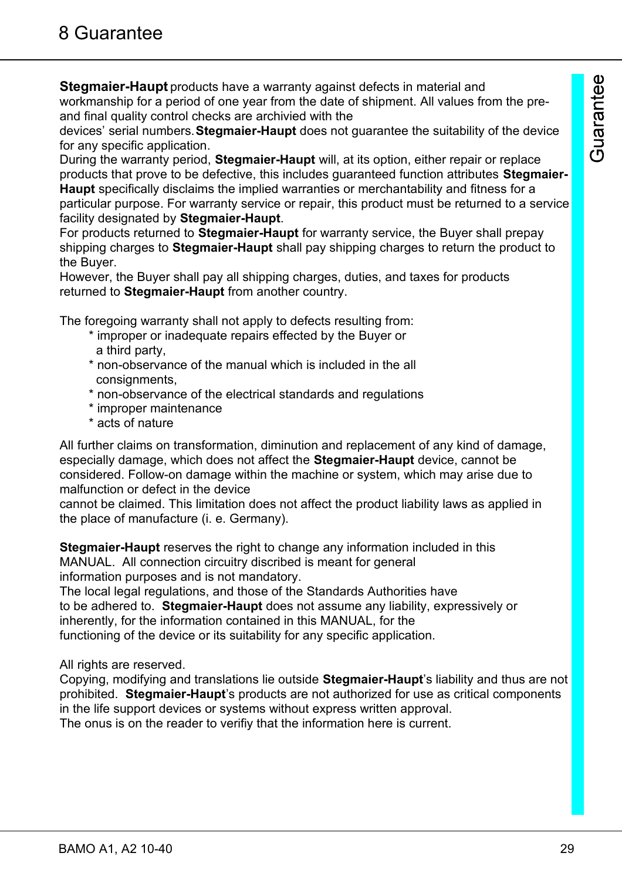# 8 Guarantee

**Stegmaier-Haupt** products have a warranty against defects in material and workmanship for a period of one year from the date of shipment. All values from the pre- and final quality control checks are archivied with the devices' serial numbers. **Stegmaier-Haupt** does not guarantee the suitability of the device for any specific application.
During the warranty period, **Stegmaier-Haupt** will, at its option, either repair or replace products that prove to be defective, this includes guaranteed function attributes **Stegmaier-Haupt** specifically disclaims the implied warranties or merchantability and fitness for a particular purpose. For warranty service or repair, this product must be returned to a service facility designated by **Stegmaier-Haupt**.
For products returned to **Stegmaier-Haupt** for warranty service, the Buyer shall prepay shipping charges to **Stegmaier-Haupt** shall pay shipping charges to return the product to the Buyer.
However, the Buyer shall pay all shipping charges, duties, and taxes for products returned to **Stegmaier-Haupt** from another country.

The foregoing warranty shall not apply to defects resulting from:

* improper or inadequate repairs effected by the Buyer or a third party,
* non-observance of the manual which is included in the all consignments,
* non-observance of the electrical standards and regulations
* improper maintenance
* acts of nature

All further claims on transformation, diminution and replacement of any kind of damage, especially damage, which does not affect the **Stegmaier-Haupt** device, cannot be considered. Follow-on damage within the machine or system, which may arise due to malfunction or defect in the device cannot be claimed. This limitation does not affect the product liability laws as applied in the place of manufacture (i. e. Germany).

**Stegmaier-Haupt** reserves the right to change any information included in this MANUAL. All connection circuitry discribed is meant for general information purposes and is not mandatory.
The local legal regulations, and those of the Standards Authorities have to be adhered to. **Stegmaier-Haupt** does not assume any liability, expressively or inherently, for the information contained in this MANUAL, for the functioning of the device or its suitability for any specific application.

All rights are reserved.
Copying, modifying and translations lie outside **Stegmaier-Haupt**'s liability and thus are not prohibited. **Stegmaier-Haupt**'s products are not authorized for use as critical components in the life support devices or systems without express written approval.
The onus is on the reader to verifiy that the information here is current.